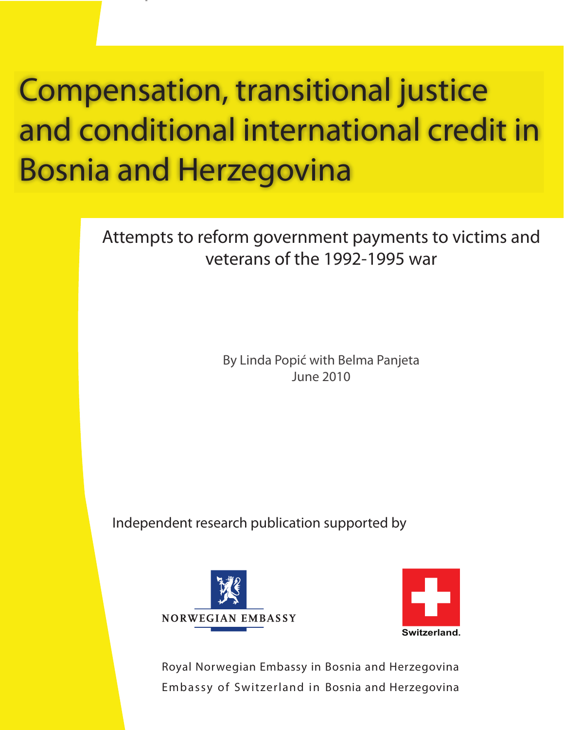# Compensation, transitional justice and conditional international credit in Bosnia and Herzegovina

Attempts to reform government payments to victims and veterans of the 1992-1995 war

By Linda Popić with Belma Panjeta
June 2010

Independent research publication supported by

NORWEGIAN EMBASSY

Switzerland.

Royal Norwegian Embassy in Bosnia and Herzegovina
Embassy of Switzerland in Bosnia and Herzegovina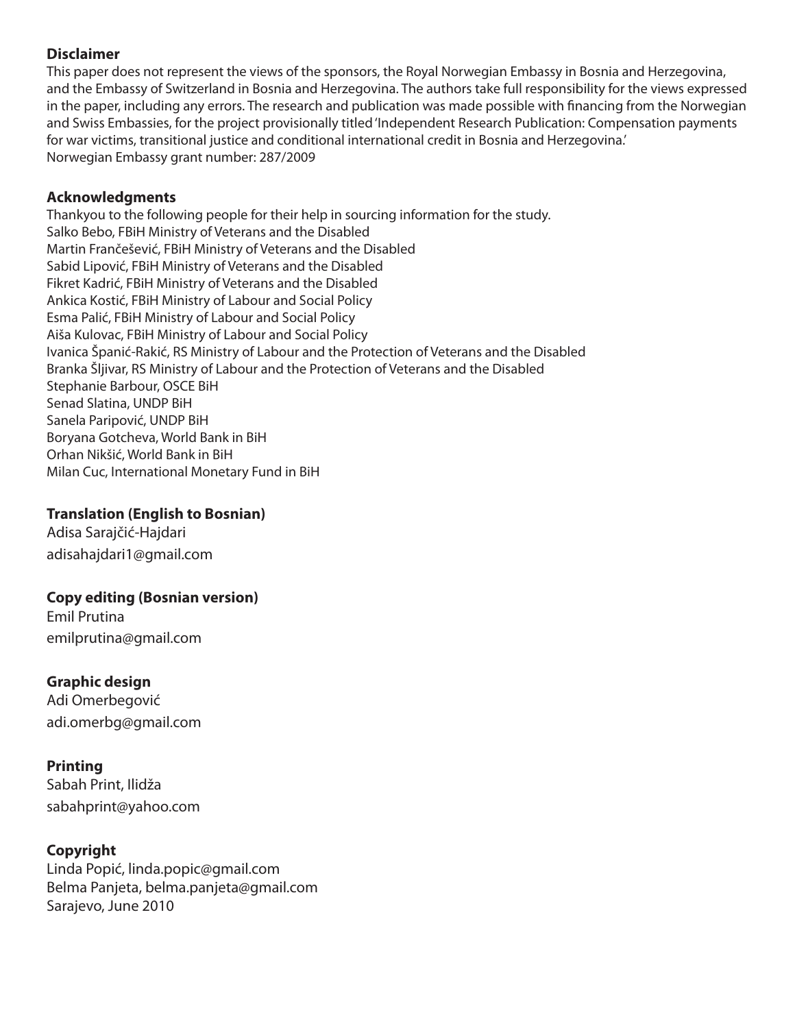**Disclaimer**

This paper does not represent the views of the sponsors, the Royal Norwegian Embassy in Bosnia and Herzegovina, and the Embassy of Switzerland in Bosnia and Herzegovina. The authors take full responsibility for the views expressed in the paper, including any errors. The research and publication was made possible with financing from the Norwegian and Swiss Embassies, for the project provisionally titled 'Independent Research Publication: Compensation payments for war victims, transitional justice and conditional international credit in Bosnia and Herzegovina.'
Norwegian Embassy grant number: 287/2009

**Acknowledgments**

Thankyou to the following people for their help in sourcing information for the study.
Salko Bebo, FBiH Ministry of Veterans and the Disabled
Martin Frančešević, FBiH Ministry of Veterans and the Disabled
Sabid Lipović, FBiH Ministry of Veterans and the Disabled
Fikret Kadrić, FBiH Ministry of Veterans and the Disabled
Ankica Kostić, FBiH Ministry of Labour and Social Policy
Esma Palić, FBiH Ministry of Labour and Social Policy
Aiša Kulovac, FBiH Ministry of Labour and Social Policy
Ivanica Španić-Rakić, RS Ministry of Labour and the Protection of Veterans and the Disabled
Branka Šljivar, RS Ministry of Labour and the Protection of Veterans and the Disabled
Stephanie Barbour, OSCE BiH
Senad Slatina, UNDP BiH
Sanela Paripović, UNDP BiH
Boryana Gotcheva, World Bank in BiH
Orhan Nikšić, World Bank in BiH
Milan Cuc, International Monetary Fund in BiH

**Translation (English to Bosnian)**

Adisa Sarajčić-Hajdari
adisahajdari1@gmail.com

**Copy editing (Bosnian version)**

Emil Prutina
emilprutina@gmail.com

**Graphic design**

Adi Omerbegović
adi.omerbg@gmail.com

**Printing**

Sabah Print, Ilidža
sabahprint@yahoo.com

**Copyright**

Linda Popić, linda.popic@gmail.com
Belma Panjeta, belma.panjeta@gmail.com
Sarajevo, June 2010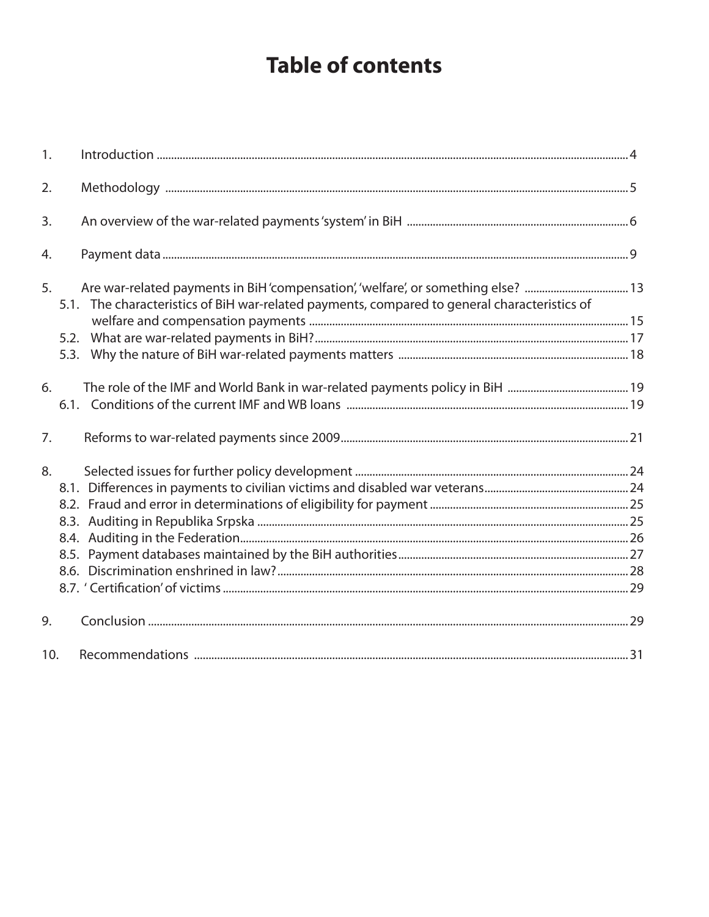# Table of contents

1. Introduction ........ 4
2. Methodology ........ 5
3. An overview of the war-related payments 'system' in BiH ........ 6
4. Payment data ........ 9
5. Are war-related payments in BiH 'compensation', 'welfare', or something else? ........ 13
   - 5.1. The characteristics of BiH war-related payments, compared to general characteristics of welfare and compensation payments ........ 15
   - 5.2. What are war-related payments in BiH? ........ 17
   - 5.3. Why the nature of BiH war-related payments matters ........ 18
6. The role of the IMF and World Bank in war-related payments policy in BiH ........ 19
   - 6.1. Conditions of the current IMF and WB loans ........ 19
7. Reforms to war-related payments since 2009 ........ 21
8. Selected issues for further policy development ........ 24
   - 8.1. Differences in payments to civilian victims and disabled war veterans ........ 24
   - 8.2. Fraud and error in determinations of eligibility for payment ........ 25
   - 8.3. Auditing in Republika Srpska ........ 25
   - 8.4. Auditing in the Federation ........ 26
   - 8.5. Payment databases maintained by the BiH authorities ........ 27
   - 8.6. Discrimination enshrined in law? ........ 28
   - 8.7. 'Certification' of victims ........ 29
9. Conclusion ........ 29
10. Recommendations ........ 31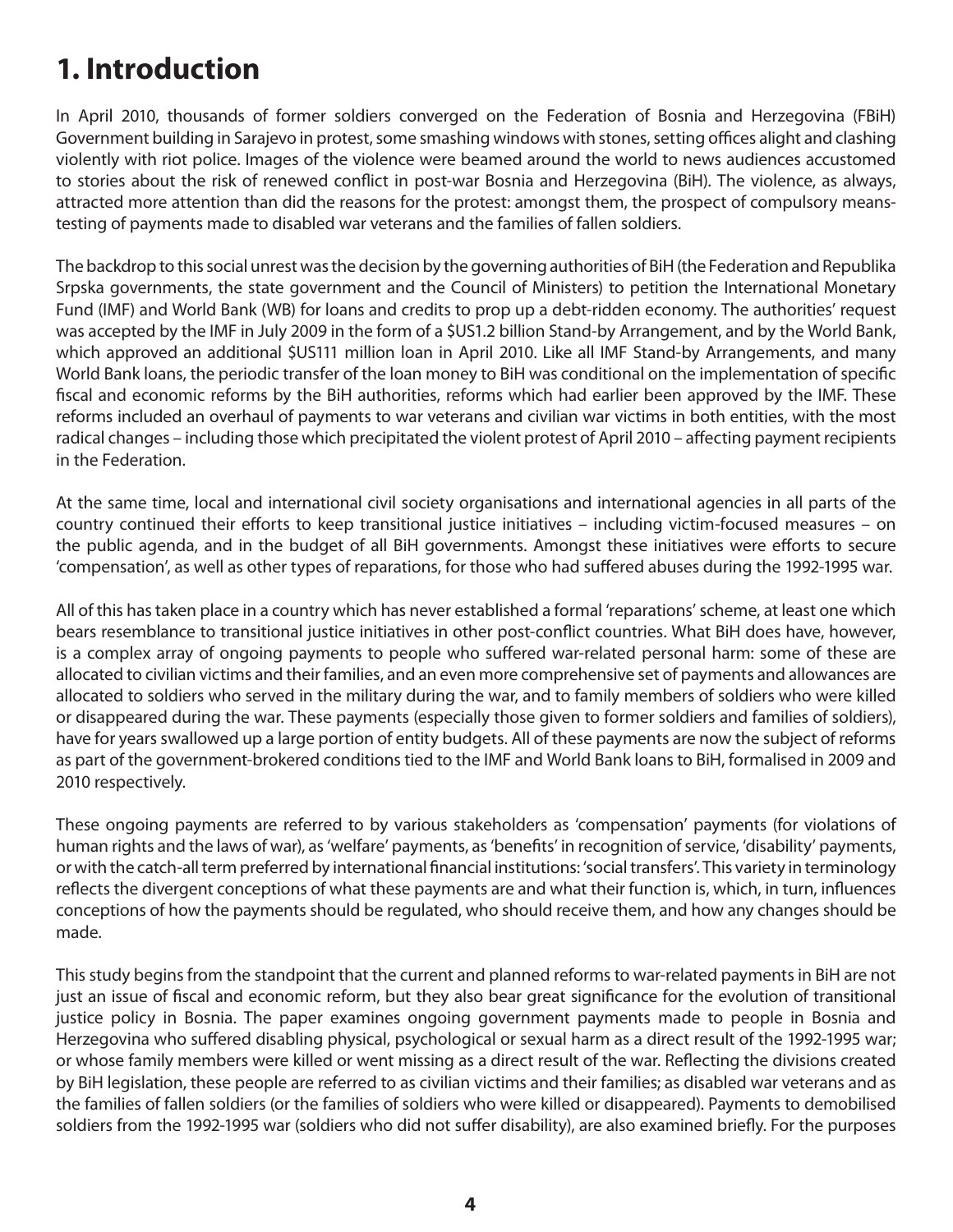# 1. Introduction

In April 2010, thousands of former soldiers converged on the Federation of Bosnia and Herzegovina (FBiH) Government building in Sarajevo in protest, some smashing windows with stones, setting offices alight and clashing violently with riot police. Images of the violence were beamed around the world to news audiences accustomed to stories about the risk of renewed conflict in post-war Bosnia and Herzegovina (BiH). The violence, as always, attracted more attention than did the reasons for the protest: amongst them, the prospect of compulsory means-testing of payments made to disabled war veterans and the families of fallen soldiers.

The backdrop to this social unrest was the decision by the governing authorities of BiH (the Federation and Republika Srpska governments, the state government and the Council of Ministers) to petition the International Monetary Fund (IMF) and World Bank (WB) for loans and credits to prop up a debt-ridden economy. The authorities' request was accepted by the IMF in July 2009 in the form of a $US1.2 billion Stand-by Arrangement, and by the World Bank, which approved an additional $US111 million loan in April 2010. Like all IMF Stand-by Arrangements, and many World Bank loans, the periodic transfer of the loan money to BiH was conditional on the implementation of specific fiscal and economic reforms by the BiH authorities, reforms which had earlier been approved by the IMF. These reforms included an overhaul of payments to war veterans and civilian war victims in both entities, with the most radical changes – including those which precipitated the violent protest of April 2010 – affecting payment recipients in the Federation.

At the same time, local and international civil society organisations and international agencies in all parts of the country continued their efforts to keep transitional justice initiatives – including victim-focused measures – on the public agenda, and in the budget of all BiH governments. Amongst these initiatives were efforts to secure 'compensation', as well as other types of reparations, for those who had suffered abuses during the 1992-1995 war.

All of this has taken place in a country which has never established a formal 'reparations' scheme, at least one which bears resemblance to transitional justice initiatives in other post-conflict countries. What BiH does have, however, is a complex array of ongoing payments to people who suffered war-related personal harm: some of these are allocated to civilian victims and their families, and an even more comprehensive set of payments and allowances are allocated to soldiers who served in the military during the war, and to family members of soldiers who were killed or disappeared during the war. These payments (especially those given to former soldiers and families of soldiers), have for years swallowed up a large portion of entity budgets. All of these payments are now the subject of reforms as part of the government-brokered conditions tied to the IMF and World Bank loans to BiH, formalised in 2009 and 2010 respectively.

These ongoing payments are referred to by various stakeholders as 'compensation' payments (for violations of human rights and the laws of war), as 'welfare' payments, as 'benefits' in recognition of service, 'disability' payments, or with the catch-all term preferred by international financial institutions: 'social transfers'. This variety in terminology reflects the divergent conceptions of what these payments are and what their function is, which, in turn, influences conceptions of how the payments should be regulated, who should receive them, and how any changes should be made.

This study begins from the standpoint that the current and planned reforms to war-related payments in BiH are not just an issue of fiscal and economic reform, but they also bear great significance for the evolution of transitional justice policy in Bosnia. The paper examines ongoing government payments made to people in Bosnia and Herzegovina who suffered disabling physical, psychological or sexual harm as a direct result of the 1992-1995 war; or whose family members were killed or went missing as a direct result of the war. Reflecting the divisions created by BiH legislation, these people are referred to as civilian victims and their families; as disabled war veterans and as the families of fallen soldiers (or the families of soldiers who were killed or disappeared). Payments to demobilised soldiers from the 1992-1995 war (soldiers who did not suffer disability), are also examined briefly. For the purposes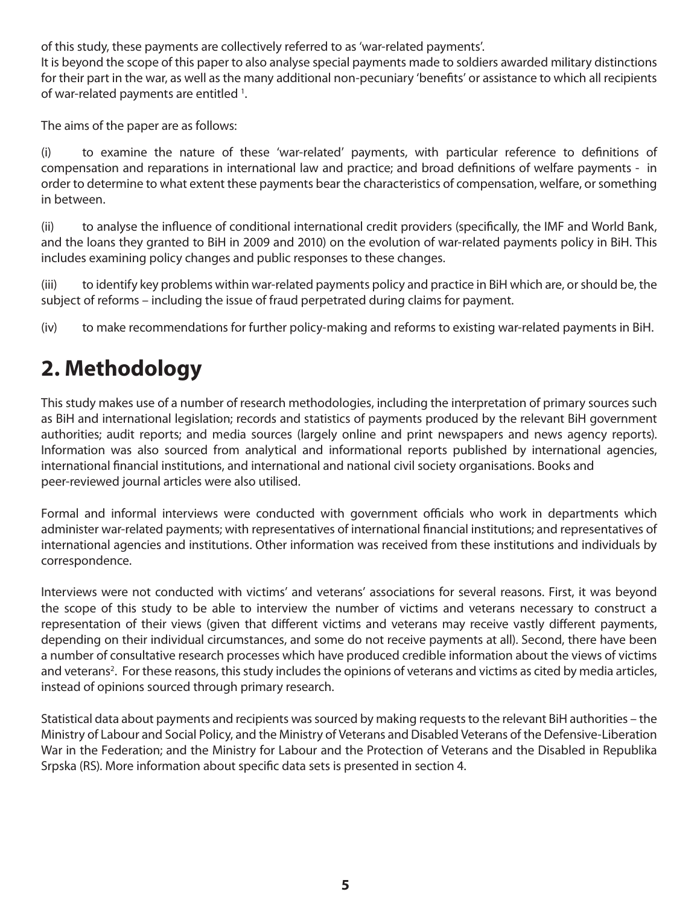of this study, these payments are collectively referred to as 'war-related payments'.

It is beyond the scope of this paper to also analyse special payments made to soldiers awarded military distinctions for their part in the war, as well as the many additional non-pecuniary 'benefits' or assistance to which all recipients of war-related payments are entitled [1].

The aims of the paper are as follows:

(i) to examine the nature of these 'war-related' payments, with particular reference to definitions of compensation and reparations in international law and practice; and broad definitions of welfare payments - in order to determine to what extent these payments bear the characteristics of compensation, welfare, or something in between.

(ii) to analyse the influence of conditional international credit providers (specifically, the IMF and World Bank, and the loans they granted to BiH in 2009 and 2010) on the evolution of war-related payments policy in BiH. This includes examining policy changes and public responses to these changes.

(iii) to identify key problems within war-related payments policy and practice in BiH which are, or should be, the subject of reforms – including the issue of fraud perpetrated during claims for payment.

(iv) to make recommendations for further policy-making and reforms to existing war-related payments in BiH.

## 2. Methodology

This study makes use of a number of research methodologies, including the interpretation of primary sources such as BiH and international legislation; records and statistics of payments produced by the relevant BiH government authorities; audit reports; and media sources (largely online and print newspapers and news agency reports). Information was also sourced from analytical and informational reports published by international agencies, international financial institutions, and international and national civil society organisations. Books and peer-reviewed journal articles were also utilised.

Formal and informal interviews were conducted with government officials who work in departments which administer war-related payments; with representatives of international financial institutions; and representatives of international agencies and institutions. Other information was received from these institutions and individuals by correspondence.

Interviews were not conducted with victims' and veterans' associations for several reasons. First, it was beyond the scope of this study to be able to interview the number of victims and veterans necessary to construct a representation of their views (given that different victims and veterans may receive vastly different payments, depending on their individual circumstances, and some do not receive payments at all). Second, there have been a number of consultative research processes which have produced credible information about the views of victims and veterans[2]. For these reasons, this study includes the opinions of veterans and victims as cited by media articles, instead of opinions sourced through primary research.

Statistical data about payments and recipients was sourced by making requests to the relevant BiH authorities – the Ministry of Labour and Social Policy, and the Ministry of Veterans and Disabled Veterans of the Defensive-Liberation War in the Federation; and the Ministry for Labour and the Protection of Veterans and the Disabled in Republika Srpska (RS). More information about specific data sets is presented in section 4.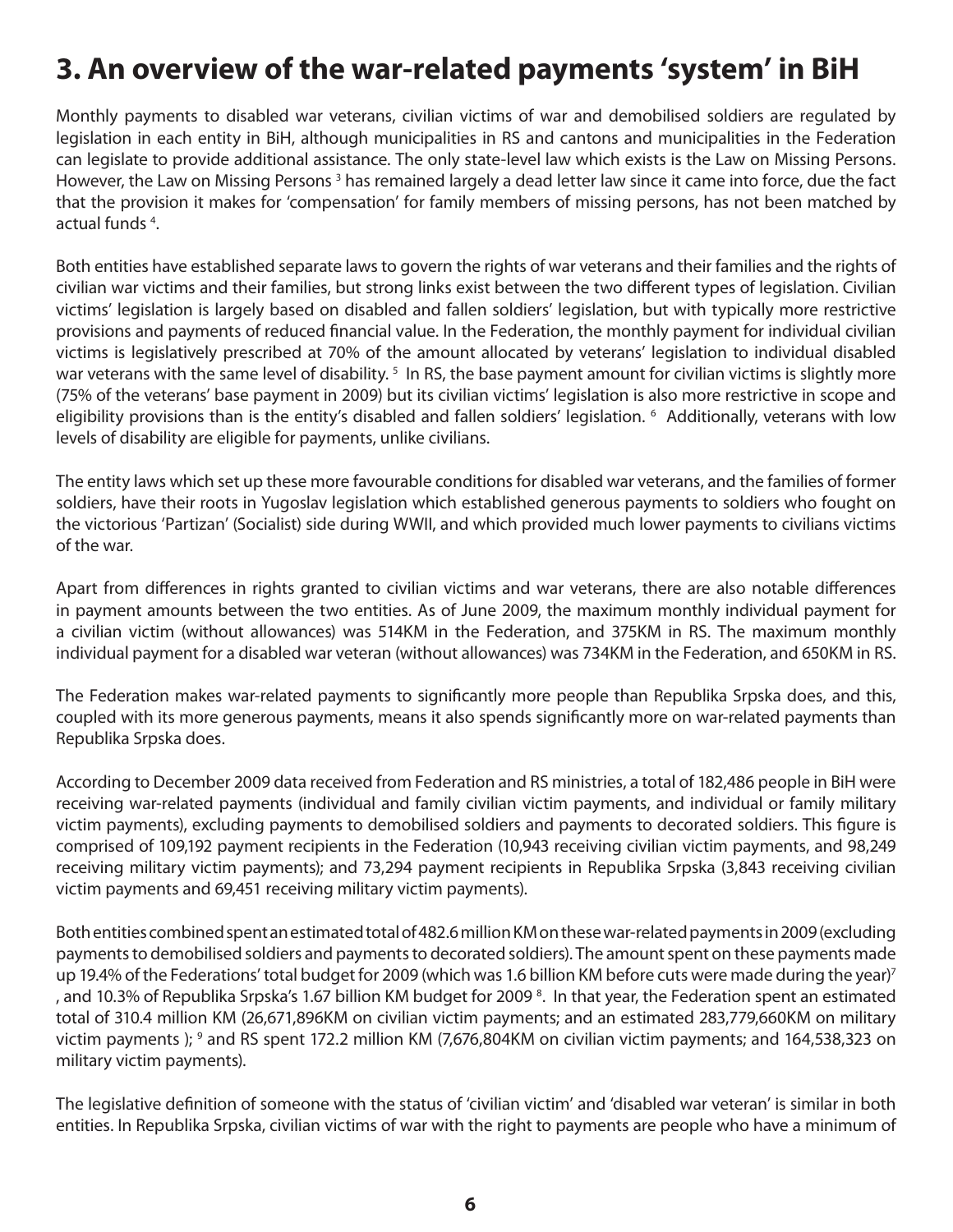# 3. An overview of the war-related payments 'system' in BiH

Monthly payments to disabled war veterans, civilian victims of war and demobilised soldiers are regulated by legislation in each entity in BiH, although municipalities in RS and cantons and municipalities in the Federation can legislate to provide additional assistance. The only state-level law which exists is the Law on Missing Persons. However, the Law on Missing Persons [3] has remained largely a dead letter law since it came into force, due the fact that the provision it makes for 'compensation' for family members of missing persons, has not been matched by actual funds [4].

Both entities have established separate laws to govern the rights of war veterans and their families and the rights of civilian war victims and their families, but strong links exist between the two different types of legislation. Civilian victims' legislation is largely based on disabled and fallen soldiers' legislation, but with typically more restrictive provisions and payments of reduced financial value. In the Federation, the monthly payment for individual civilian victims is legislatively prescribed at 70% of the amount allocated by veterans' legislation to individual disabled war veterans with the same level of disability. [5] In RS, the base payment amount for civilian victims is slightly more (75% of the veterans' base payment in 2009) but its civilian victims' legislation is also more restrictive in scope and eligibility provisions than is the entity's disabled and fallen soldiers' legislation. [6] Additionally, veterans with low levels of disability are eligible for payments, unlike civilians.

The entity laws which set up these more favourable conditions for disabled war veterans, and the families of former soldiers, have their roots in Yugoslav legislation which established generous payments to soldiers who fought on the victorious 'Partizan' (Socialist) side during WWII, and which provided much lower payments to civilians victims of the war.

Apart from differences in rights granted to civilian victims and war veterans, there are also notable differences in payment amounts between the two entities. As of June 2009, the maximum monthly individual payment for a civilian victim (without allowances) was 514KM in the Federation, and 375KM in RS. The maximum monthly individual payment for a disabled war veteran (without allowances) was 734KM in the Federation, and 650KM in RS.

The Federation makes war-related payments to significantly more people than Republika Srpska does, and this, coupled with its more generous payments, means it also spends significantly more on war-related payments than Republika Srpska does.

According to December 2009 data received from Federation and RS ministries, a total of 182,486 people in BiH were receiving war-related payments (individual and family civilian victim payments, and individual or family military victim payments), excluding payments to demobilised soldiers and payments to decorated soldiers. This figure is comprised of 109,192 payment recipients in the Federation (10,943 receiving civilian victim payments, and 98,249 receiving military victim payments); and 73,294 payment recipients in Republika Srpska (3,843 receiving civilian victim payments and 69,451 receiving military victim payments).

Both entities combined spent an estimated total of 482.6 million KM on these war-related payments in 2009 (excluding payments to demobilised soldiers and payments to decorated soldiers). The amount spent on these payments made up 19.4% of the Federations' total budget for 2009 (which was 1.6 billion KM before cuts were made during the year)[7], and 10.3% of Republika Srpska's 1.67 billion KM budget for 2009 [8]. In that year, the Federation spent an estimated total of 310.4 million KM (26,671,896KM on civilian victim payments; and an estimated 283,779,660KM on military victim payments ); [9] and RS spent 172.2 million KM (7,676,804KM on civilian victim payments; and 164,538,323 on military victim payments).

The legislative definition of someone with the status of 'civilian victim' and 'disabled war veteran' is similar in both entities. In Republika Srpska, civilian victims of war with the right to payments are people who have a minimum of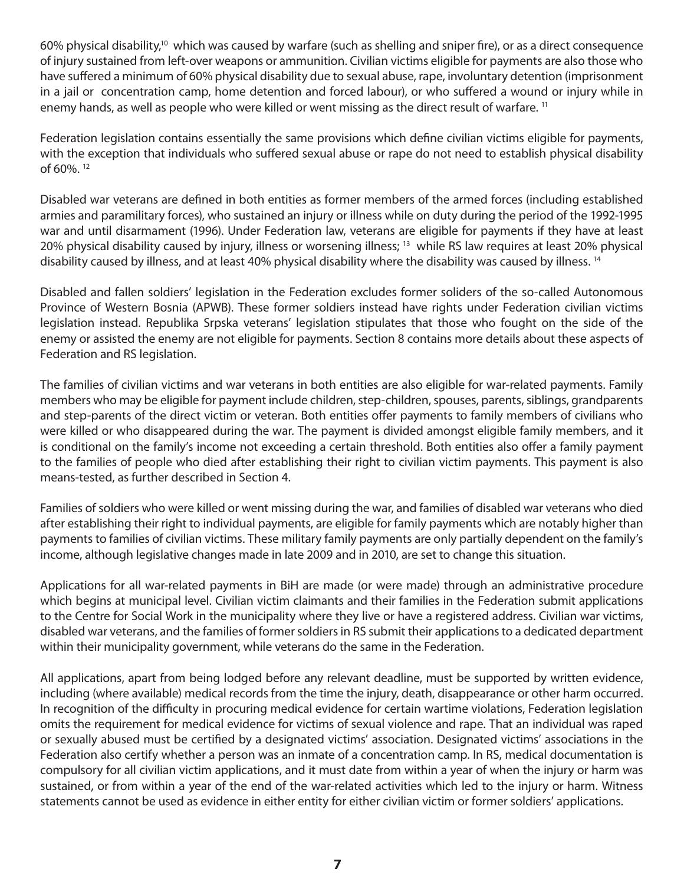60% physical disability,[10] which was caused by warfare (such as shelling and sniper fire), or as a direct consequence of injury sustained from left-over weapons or ammunition. Civilian victims eligible for payments are also those who have suffered a minimum of 60% physical disability due to sexual abuse, rape, involuntary detention (imprisonment in a jail or concentration camp, home detention and forced labour), or who suffered a wound or injury while in enemy hands, as well as people who were killed or went missing as the direct result of warfare. [11]

Federation legislation contains essentially the same provisions which define civilian victims eligible for payments, with the exception that individuals who suffered sexual abuse or rape do not need to establish physical disability of 60%. [12]

Disabled war veterans are defined in both entities as former members of the armed forces (including established armies and paramilitary forces), who sustained an injury or illness while on duty during the period of the 1992-1995 war and until disarmament (1996). Under Federation law, veterans are eligible for payments if they have at least 20% physical disability caused by injury, illness or worsening illness; [13] while RS law requires at least 20% physical disability caused by illness, and at least 40% physical disability where the disability was caused by illness. [14]

Disabled and fallen soldiers' legislation in the Federation excludes former soliders of the so-called Autonomous Province of Western Bosnia (APWB). These former soldiers instead have rights under Federation civilian victims legislation instead. Republika Srpska veterans' legislation stipulates that those who fought on the side of the enemy or assisted the enemy are not eligible for payments. Section 8 contains more details about these aspects of Federation and RS legislation.

The families of civilian victims and war veterans in both entities are also eligible for war-related payments. Family members who may be eligible for payment include children, step-children, spouses, parents, siblings, grandparents and step-parents of the direct victim or veteran. Both entities offer payments to family members of civilians who were killed or who disappeared during the war. The payment is divided amongst eligible family members, and it is conditional on the family's income not exceeding a certain threshold. Both entities also offer a family payment to the families of people who died after establishing their right to civilian victim payments. This payment is also means-tested, as further described in Section 4.

Families of soldiers who were killed or went missing during the war, and families of disabled war veterans who died after establishing their right to individual payments, are eligible for family payments which are notably higher than payments to families of civilian victims. These military family payments are only partially dependent on the family's income, although legislative changes made in late 2009 and in 2010, are set to change this situation.

Applications for all war-related payments in BiH are made (or were made) through an administrative procedure which begins at municipal level. Civilian victim claimants and their families in the Federation submit applications to the Centre for Social Work in the municipality where they live or have a registered address. Civilian war victims, disabled war veterans, and the families of former soldiers in RS submit their applications to a dedicated department within their municipality government, while veterans do the same in the Federation.

All applications, apart from being lodged before any relevant deadline, must be supported by written evidence, including (where available) medical records from the time the injury, death, disappearance or other harm occurred. In recognition of the difficulty in procuring medical evidence for certain wartime violations, Federation legislation omits the requirement for medical evidence for victims of sexual violence and rape. That an individual was raped or sexually abused must be certified by a designated victims' association. Designated victims' associations in the Federation also certify whether a person was an inmate of a concentration camp. In RS, medical documentation is compulsory for all civilian victim applications, and it must date from within a year of when the injury or harm was sustained, or from within a year of the end of the war-related activities which led to the injury or harm. Witness statements cannot be used as evidence in either entity for either civilian victim or former soldiers' applications.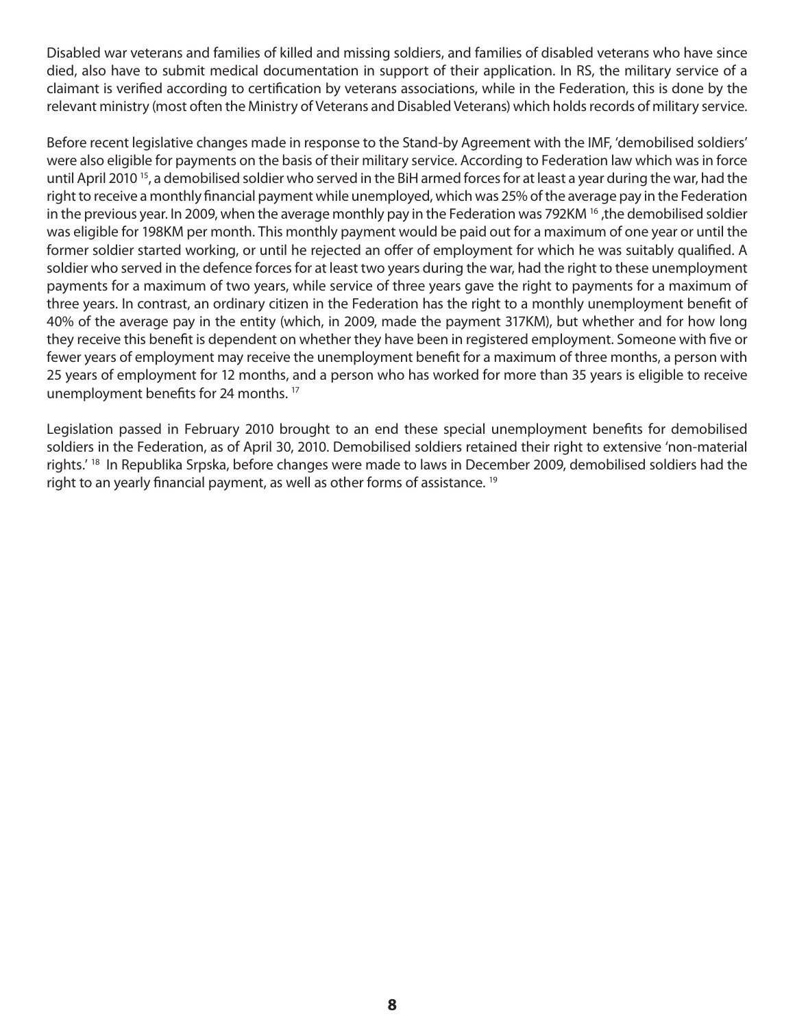Disabled war veterans and families of killed and missing soldiers, and families of disabled veterans who have since died, also have to submit medical documentation in support of their application. In RS, the military service of a claimant is verified according to certification by veterans associations, while in the Federation, this is done by the relevant ministry (most often the Ministry of Veterans and Disabled Veterans) which holds records of military service.

Before recent legislative changes made in response to the Stand-by Agreement with the IMF, 'demobilised soldiers' were also eligible for payments on the basis of their military service. According to Federation law which was in force until April 2010 [15], a demobilised soldier who served in the BiH armed forces for at least a year during the war, had the right to receive a monthly financial payment while unemployed, which was 25% of the average pay in the Federation in the previous year. In 2009, when the average monthly pay in the Federation was 792KM [16] ,the demobilised soldier was eligible for 198KM per month. This monthly payment would be paid out for a maximum of one year or until the former soldier started working, or until he rejected an offer of employment for which he was suitably qualified. A soldier who served in the defence forces for at least two years during the war, had the right to these unemployment payments for a maximum of two years, while service of three years gave the right to payments for a maximum of three years. In contrast, an ordinary citizen in the Federation has the right to a monthly unemployment benefit of 40% of the average pay in the entity (which, in 2009, made the payment 317KM), but whether and for how long they receive this benefit is dependent on whether they have been in registered employment. Someone with five or fewer years of employment may receive the unemployment benefit for a maximum of three months, a person with 25 years of employment for 12 months, and a person who has worked for more than 35 years is eligible to receive unemployment benefits for 24 months. [17]

Legislation passed in February 2010 brought to an end these special unemployment benefits for demobilised soldiers in the Federation, as of April 30, 2010. Demobilised soldiers retained their right to extensive 'non-material rights.' [18] In Republika Srpska, before changes were made to laws in December 2009, demobilised soldiers had the right to an yearly financial payment, as well as other forms of assistance. [19]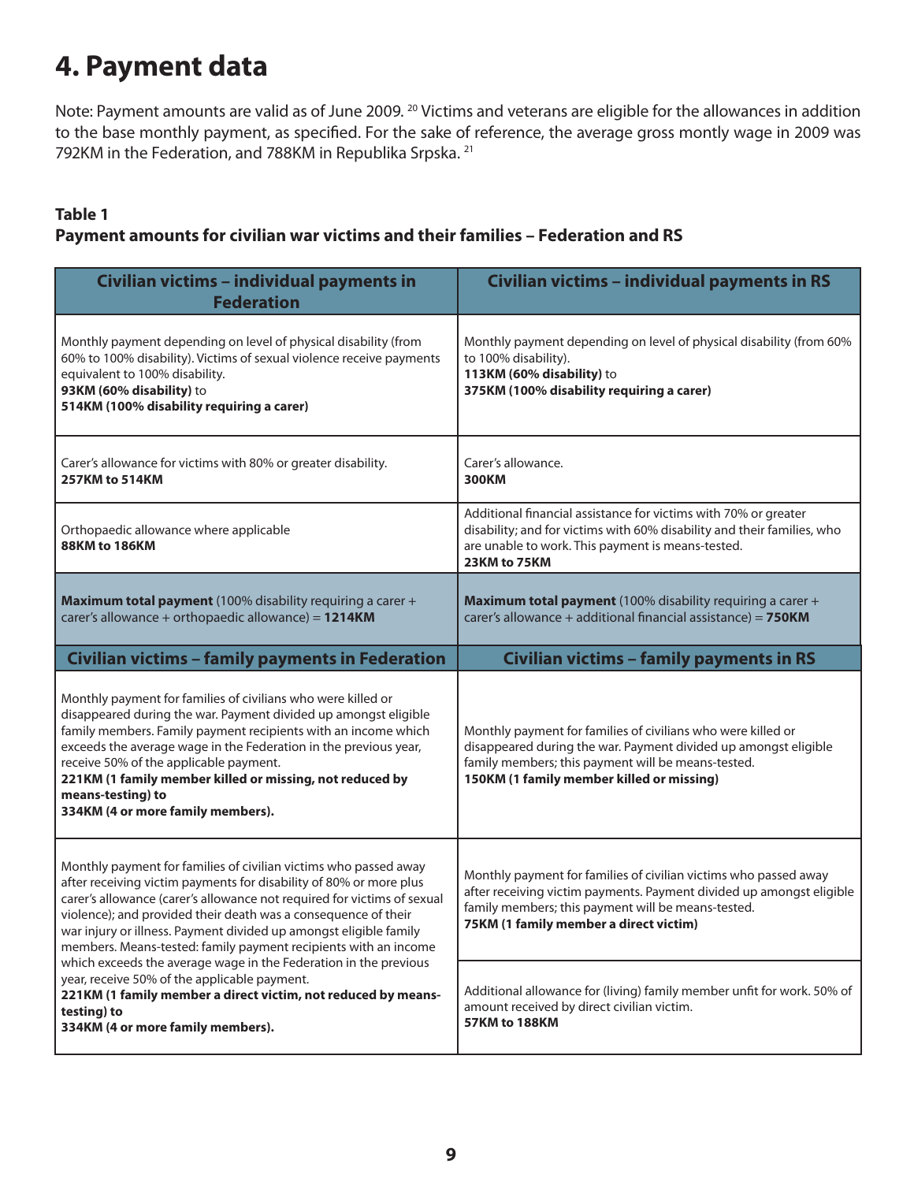# 4. Payment data

Note: Payment amounts are valid as of June 2009. [20] Victims and veterans are eligible for the allowances in addition to the base monthly payment, as specified. For the sake of reference, the average gross montly wage in 2009 was 792KM in the Federation, and 788KM in Republika Srpska. [21]

**Table 1**
**Payment amounts for civilian war victims and their families – Federation and RS**

| Civilian victims – individual payments in Federation | Civilian victims – individual payments in RS |
|---|---|
| Monthly payment depending on level of physical disability (from 60% to 100% disability). Victims of sexual violence receive payments equivalent to 100% disability. **93KM (60% disability)** to **514KM (100% disability requiring a carer)** | Monthly payment depending on level of physical disability (from 60% to 100% disability). **113KM (60% disability)** to **375KM (100% disability requiring a carer)** |
| Carer's allowance for victims with 80% or greater disability. **257KM to 514KM** | Carer's allowance. **300KM** |
| Orthopaedic allowance where applicable **88KM to 186KM** | Additional financial assistance for victims with 70% or greater disability; and for victims with 60% disability and their families, who are unable to work. This payment is means-tested. **23KM to 75KM** |
| **Maximum total payment** (100% disability requiring a carer + carer's allowance + orthopaedic allowance) = **1214KM** | **Maximum total payment** (100% disability requiring a carer + carer's allowance + additional financial assistance) = **750KM** |
| **Civilian victims – family payments in Federation** | **Civilian victims – family payments in RS** |
| Monthly payment for families of civilians who were killed or disappeared during the war. Payment divided up amongst eligible family members. Family payment recipients with an income which exceeds the average wage in the Federation in the previous year, receive 50% of the applicable payment. **221KM (1 family member killed or missing, not reduced by means-testing) to 334KM (4 or more family members).** | Monthly payment for families of civilians who were killed or disappeared during the war. Payment divided up amongst eligible family members; this payment will be means-tested. **150KM (1 family member killed or missing)** |
| Monthly payment for families of civilian victims who passed away after receiving victim payments for disability of 80% or more plus carer's allowance (carer's allowance not required for victims of sexual violence); and provided their death was a consequence of their war injury or illness. Payment divided up amongst eligible family members. Means-tested: family payment recipients with an income which exceeds the average wage in the Federation in the previous year, receive 50% of the applicable payment. **221KM (1 family member a direct victim, not reduced by means-testing) to 334KM (4 or more family members).** | Monthly payment for families of civilian victims who passed away after receiving victim payments. Payment divided up amongst eligible family members; this payment will be means-tested. **75KM (1 family member a direct victim)**<br><br>Additional allowance for (living) family member unfit for work. 50% of amount received by direct civilian victim. **57KM to 188KM** |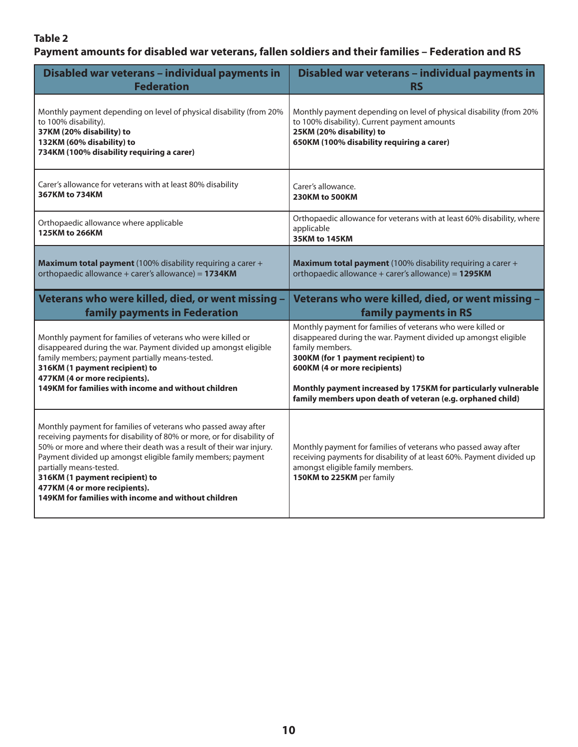**Table 2**
**Payment amounts for disabled war veterans, fallen soldiers and their families – Federation and RS**

| Disabled war veterans – individual payments in Federation | Disabled war veterans – individual payments in RS |
|---|---|
| Monthly payment depending on level of physical disability (from 20% to 100% disability).<br>**37KM (20% disability) to**<br>**132KM (60% disability) to**<br>**734KM (100% disability requiring a carer)** | Monthly payment depending on level of physical disability (from 20% to 100% disability). Current payment amounts<br>**25KM (20% disability) to**<br>**650KM (100% disability requiring a carer)** |
| Carer's allowance for veterans with at least 80% disability<br>**367KM to 734KM** | Carer's allowance.<br>**230KM to 500KM** |
| Orthopaedic allowance where applicable<br>**125KM to 266KM** | Orthopaedic allowance for veterans with at least 60% disability, where applicable<br>**35KM to 145KM** |
| **Maximum total payment** (100% disability requiring a carer + orthopaedic allowance + carer's allowance) = **1734KM** | **Maximum total payment** (100% disability requiring a carer + orthopaedic allowance + carer's allowance) = **1295KM** |
| **Veterans who were killed, died, or went missing – family payments in Federation** | **Veterans who were killed, died, or went missing – family payments in RS** |
| Monthly payment for families of veterans who were killed or disappeared during the war. Payment divided up amongst eligible family members; payment partially means-tested.<br>**316KM (1 payment recipient) to**<br>**477KM (4 or more recipients).**<br>**149KM for families with income and without children** | Monthly payment for families of veterans who were killed or disappeared during the war. Payment divided up amongst eligible family members.<br>**300KM (for 1 payment recipient) to**<br>**600KM (4 or more recipients)**<br><br>**Monthly payment increased by 175KM for particularly vulnerable family members upon death of veteran (e.g. orphaned child)** |
| Monthly payment for families of veterans who passed away after receiving payments for disability of 80% or more, or for disability of 50% or more and where their death was a result of their war injury. Payment divided up amongst eligible family members; payment partially means-tested.<br>**316KM (1 payment recipient) to**<br>**477KM (4 or more recipients).**<br>**149KM for families with income and without children** | Monthly payment for families of veterans who passed away after receiving payments for disability of at least 60%. Payment divided up amongst eligible family members.<br>**150KM to 225KM** per family |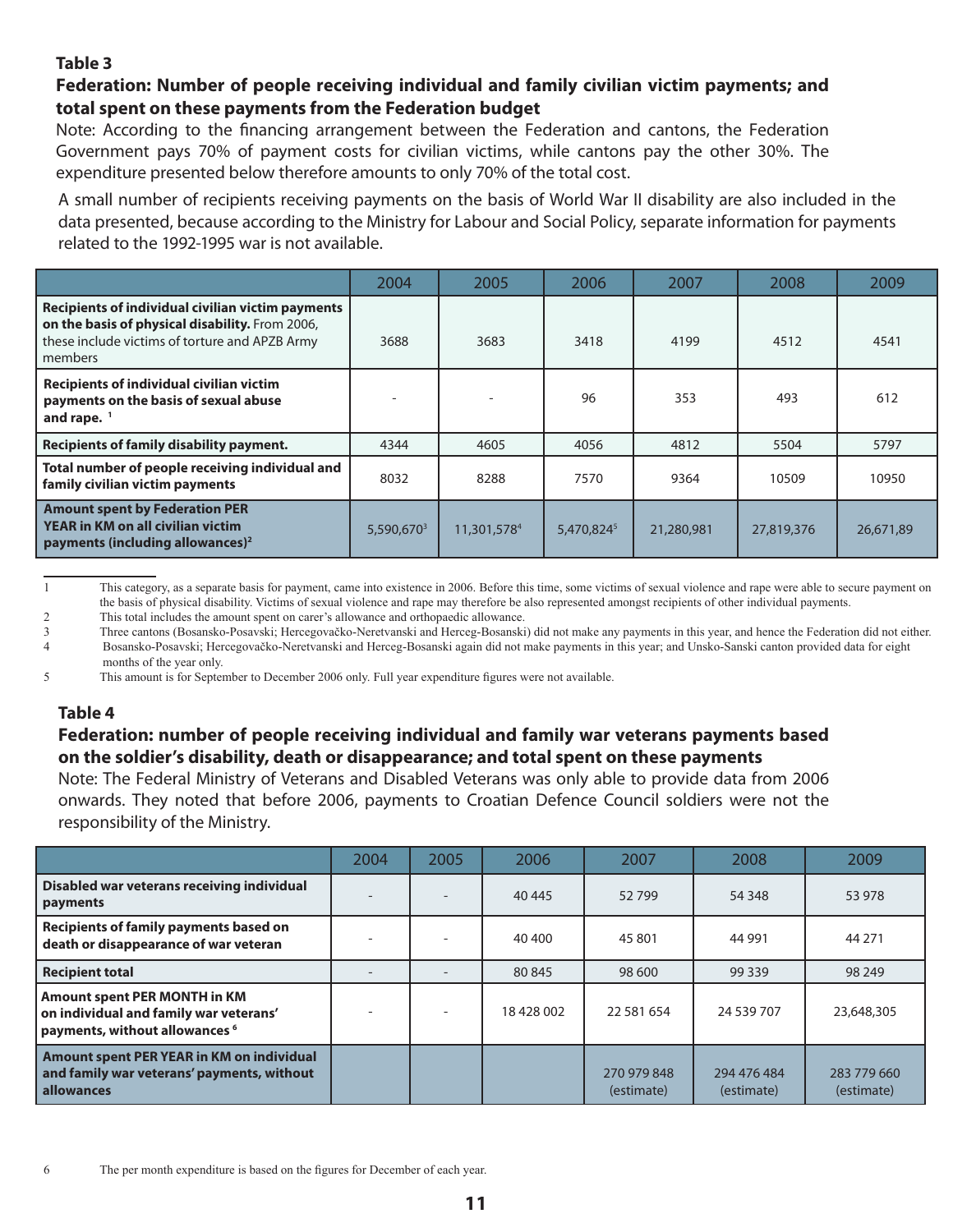**Table 3**

**Federation: Number of people receiving individual and family civilian victim payments; and total spent on these payments from the Federation budget**

Note: According to the financing arrangement between the Federation and cantons, the Federation Government pays 70% of payment costs for civilian victims, while cantons pay the other 30%. The expenditure presented below therefore amounts to only 70% of the total cost.

A small number of recipients receiving payments on the basis of World War II disability are also included in the data presented, because according to the Ministry for Labour and Social Policy, separate information for payments related to the 1992-1995 war is not available.

| | 2004 | 2005 | 2006 | 2007 | 2008 | 2009 |
|---|---|---|---|---|---|---|
| **Recipients of individual civilian victim payments on the basis of physical disability.** From 2006, these include victims of torture and APZB Army members | 3688 | 3683 | 3418 | 4199 | 4512 | 4541 |
| **Recipients of individual civilian victim payments on the basis of sexual abuse and rape.** [1] | - | - | 96 | 353 | 493 | 612 |
| **Recipients of family disability payment.** | 4344 | 4605 | 4056 | 4812 | 5504 | 5797 |
| **Total number of people receiving individual and family civilian victim payments** | 8032 | 8288 | 7570 | 9364 | 10509 | 10950 |
| **Amount spent by Federation PER YEAR in KM on all civilian victim payments (including allowances)**[2] | 5,590,670[3] | 11,301,578[4] | 5,470,824[5] | 21,280,981 | 27,819,376 | 26,671,89 |

1 This category, as a separate basis for payment, came into existence in 2006. Before this time, some victims of sexual violence and rape were able to secure payment on the basis of physical disability. Victims of sexual violence and rape may therefore be also represented amongst recipients of other individual payments.

2 This total includes the amount spent on carer's allowance and orthopaedic allowance.

3 Three cantons (Bosansko-Posavski; Hercegovačko-Neretvanski and Herceg-Bosanski) did not make any payments in this year, and hence the Federation did not either.

4 Bosansko-Posavski; Hercegovačko-Neretvanski and Herceg-Bosanski again did not make payments in this year; and Unsko-Sanski canton provided data for eight months of the year only.

5 This amount is for September to December 2006 only. Full year expenditure figures were not available.

**Table 4**

**Federation: number of people receiving individual and family war veterans payments based on the soldier's disability, death or disappearance; and total spent on these payments**

Note: The Federal Ministry of Veterans and Disabled Veterans was only able to provide data from 2006 onwards. They noted that before 2006, payments to Croatian Defence Council soldiers were not the responsibility of the Ministry.

| | 2004 | 2005 | 2006 | 2007 | 2008 | 2009 |
|---|---|---|---|---|---|---|
| **Disabled war veterans receiving individual payments** | - | - | 40 445 | 52 799 | 54 348 | 53 978 |
| **Recipients of family payments based on death or disappearance of war veteran** | - | - | 40 400 | 45 801 | 44 991 | 44 271 |
| **Recipient total** | - | - | 80 845 | 98 600 | 99 339 | 98 249 |
| **Amount spent PER MONTH in KM on individual and family war veterans' payments, without allowances** [6] | - | - | 18 428 002 | 22 581 654 | 24 539 707 | 23,648,305 |
| **Amount spent PER YEAR in KM on individual and family war veterans' payments, without allowances** | | | | 270 979 848 (estimate) | 294 476 484 (estimate) | 283 779 660 (estimate) |

6 The per month expenditure is based on the figures for December of each year.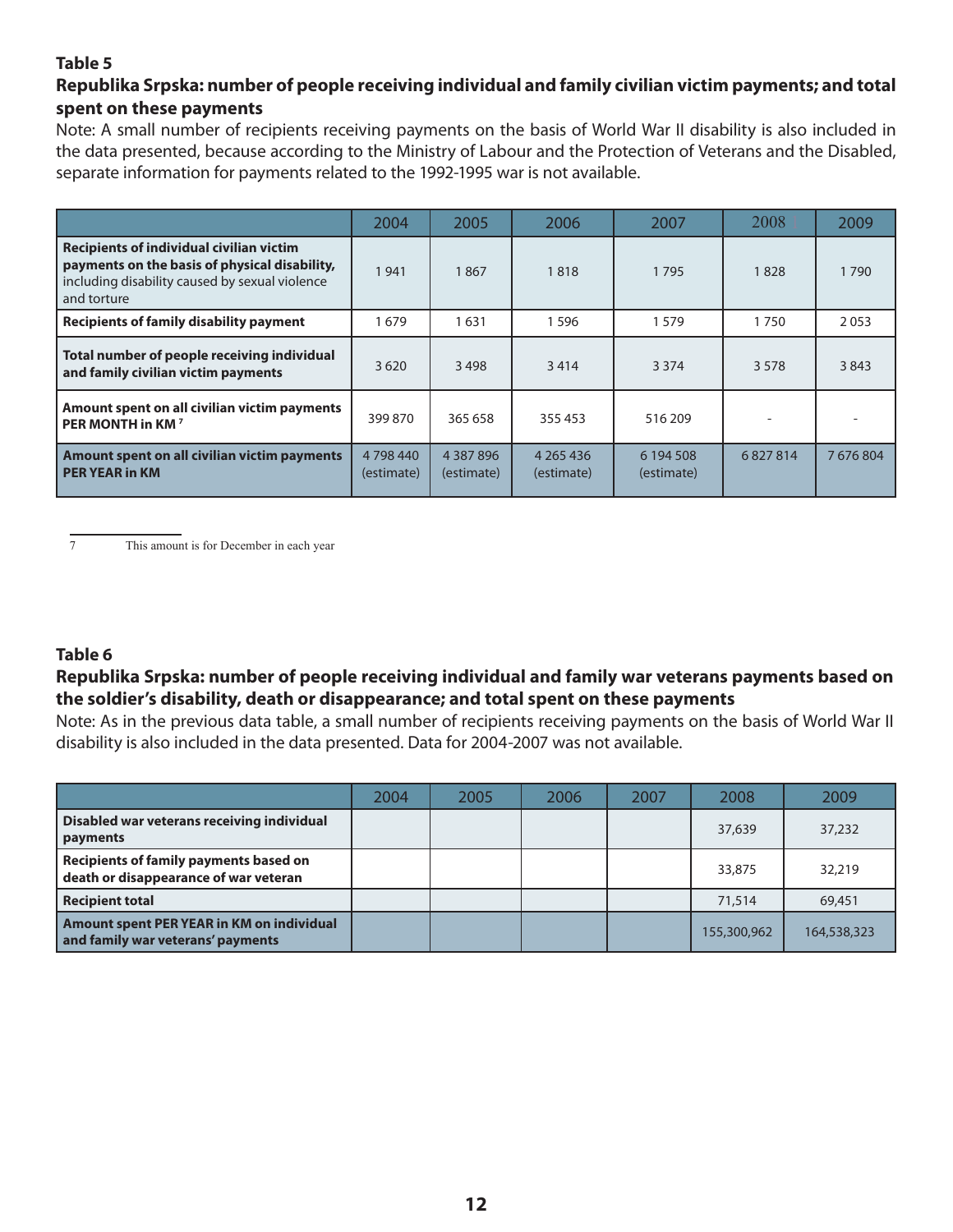**Table 5**

**Republika Srpska: number of people receiving individual and family civilian victim payments; and total spent on these payments**

Note: A small number of recipients receiving payments on the basis of World War II disability is also included in the data presented, because according to the Ministry of Labour and the Protection of Veterans and the Disabled, separate information for payments related to the 1992-1995 war is not available.

| | 2004 | 2005 | 2006 | 2007 | 2008 | 2009 |
|---|---|---|---|---|---|---|
| **Recipients of individual civilian victim payments on the basis of physical disability,** including disability caused by sexual violence and torture | 1 941 | 1 867 | 1 818 | 1 795 | 1 828 | 1 790 |
| **Recipients of family disability payment** | 1 679 | 1 631 | 1 596 | 1 579 | 1 750 | 2 053 |
| **Total number of people receiving individual and family civilian victim payments** | 3 620 | 3 498 | 3 414 | 3 374 | 3 578 | 3 843 |
| **Amount spent on all civilian victim payments PER MONTH in KM** [7] | 399 870 | 365 658 | 355 453 | 516 209 | - | - |
| **Amount spent on all civilian victim payments PER YEAR in KM** | 4 798 440 (estimate) | 4 387 896 (estimate) | 4 265 436 (estimate) | 6 194 508 (estimate) | 6 827 814 | 7 676 804 |

7 This amount is for December in each year

**Table 6**

**Republika Srpska: number of people receiving individual and family war veterans payments based on the soldier's disability, death or disappearance; and total spent on these payments**

Note: As in the previous data table, a small number of recipients receiving payments on the basis of World War II disability is also included in the data presented. Data for 2004-2007 was not available.

| | 2004 | 2005 | 2006 | 2007 | 2008 | 2009 |
|---|---|---|---|---|---|---|
| **Disabled war veterans receiving individual payments** | | | | | 37,639 | 37,232 |
| **Recipients of family payments based on death or disappearance of war veteran** | | | | | 33,875 | 32,219 |
| **Recipient total** | | | | | 71,514 | 69,451 |
| **Amount spent PER YEAR in KM on individual and family war veterans' payments** | | | | | 155,300,962 | 164,538,323 |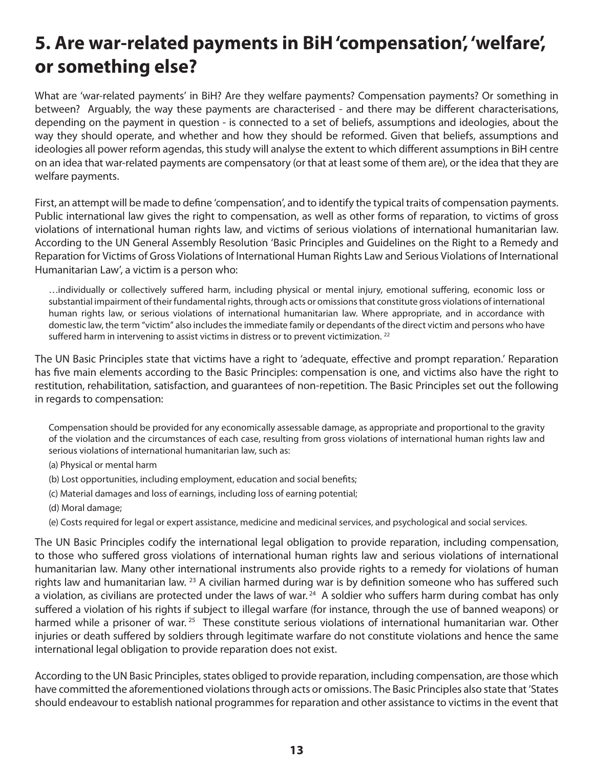# 5. Are war-related payments in BiH 'compensation', 'welfare', or something else?

What are 'war-related payments' in BiH? Are they welfare payments? Compensation payments? Or something in between? Arguably, the way these payments are characterised - and there may be different characterisations, depending on the payment in question - is connected to a set of beliefs, assumptions and ideologies, about the way they should operate, and whether and how they should be reformed. Given that beliefs, assumptions and ideologies all power reform agendas, this study will analyse the extent to which different assumptions in BiH centre on an idea that war-related payments are compensatory (or that at least some of them are), or the idea that they are welfare payments.

First, an attempt will be made to define 'compensation', and to identify the typical traits of compensation payments. Public international law gives the right to compensation, as well as other forms of reparation, to victims of gross violations of international human rights law, and victims of serious violations of international humanitarian law. According to the UN General Assembly Resolution 'Basic Principles and Guidelines on the Right to a Remedy and Reparation for Victims of Gross Violations of International Human Rights Law and Serious Violations of International Humanitarian Law', a victim is a person who:

> …individually or collectively suffered harm, including physical or mental injury, emotional suffering, economic loss or substantial impairment of their fundamental rights, through acts or omissions that constitute gross violations of international human rights law, or serious violations of international humanitarian law. Where appropriate, and in accordance with domestic law, the term "victim" also includes the immediate family or dependants of the direct victim and persons who have suffered harm in intervening to assist victims in distress or to prevent victimization. [22]

The UN Basic Principles state that victims have a right to 'adequate, effective and prompt reparation.' Reparation has five main elements according to the Basic Principles: compensation is one, and victims also have the right to restitution, rehabilitation, satisfaction, and guarantees of non-repetition. The Basic Principles set out the following in regards to compensation:

> Compensation should be provided for any economically assessable damage, as appropriate and proportional to the gravity of the violation and the circumstances of each case, resulting from gross violations of international human rights law and serious violations of international humanitarian law, such as:
>
> (a) Physical or mental harm
>
> (b) Lost opportunities, including employment, education and social benefits;
>
> (c) Material damages and loss of earnings, including loss of earning potential;
>
> (d) Moral damage;
>
> (e) Costs required for legal or expert assistance, medicine and medicinal services, and psychological and social services.

The UN Basic Principles codify the international legal obligation to provide reparation, including compensation, to those who suffered gross violations of international human rights law and serious violations of international humanitarian law. Many other international instruments also provide rights to a remedy for violations of human rights law and humanitarian law. [23] A civilian harmed during war is by definition someone who has suffered such a violation, as civilians are protected under the laws of war. [24] A soldier who suffers harm during combat has only suffered a violation of his rights if subject to illegal warfare (for instance, through the use of banned weapons) or harmed while a prisoner of war. [25] These constitute serious violations of international humanitarian war. Other injuries or death suffered by soldiers through legitimate warfare do not constitute violations and hence the same international legal obligation to provide reparation does not exist.

According to the UN Basic Principles, states obliged to provide reparation, including compensation, are those which have committed the aforementioned violations through acts or omissions. The Basic Principles also state that 'States should endeavour to establish national programmes for reparation and other assistance to victims in the event that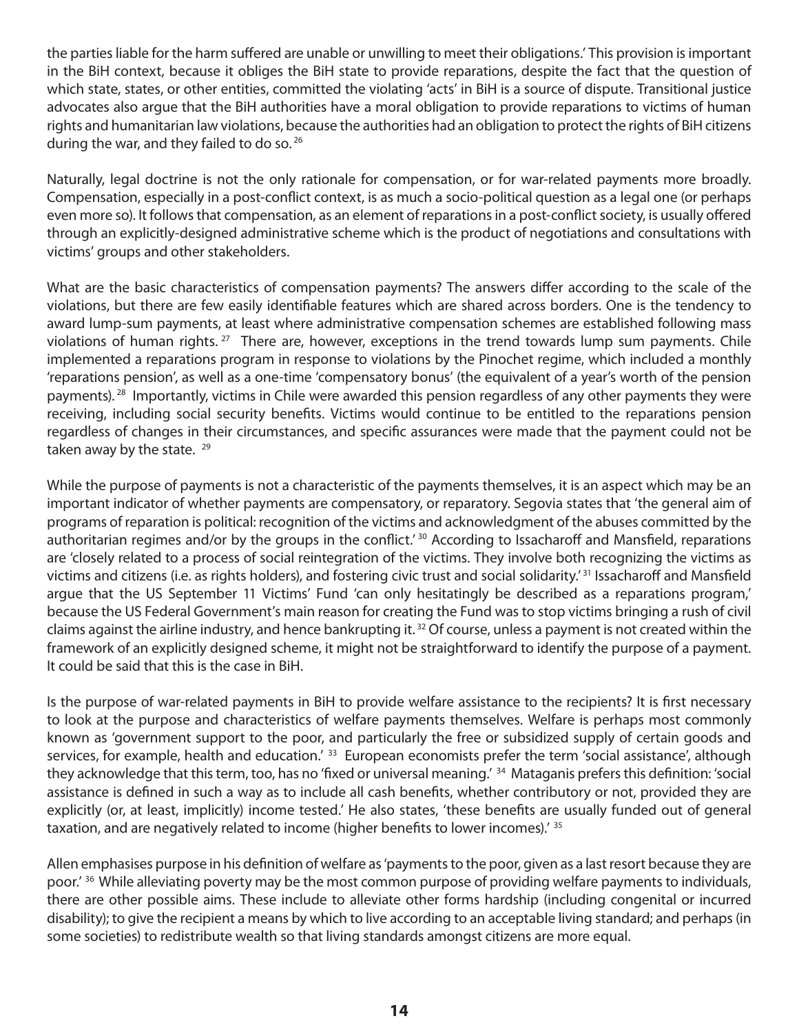the parties liable for the harm suffered are unable or unwilling to meet their obligations.' This provision is important in the BiH context, because it obliges the BiH state to provide reparations, despite the fact that the question of which state, states, or other entities, committed the violating 'acts' in BiH is a source of dispute. Transitional justice advocates also argue that the BiH authorities have a moral obligation to provide reparations to victims of human rights and humanitarian law violations, because the authorities had an obligation to protect the rights of BiH citizens during the war, and they failed to do so. [26]

Naturally, legal doctrine is not the only rationale for compensation, or for war-related payments more broadly. Compensation, especially in a post-conflict context, is as much a socio-political question as a legal one (or perhaps even more so). It follows that compensation, as an element of reparations in a post-conflict society, is usually offered through an explicitly-designed administrative scheme which is the product of negotiations and consultations with victims' groups and other stakeholders.

What are the basic characteristics of compensation payments? The answers differ according to the scale of the violations, but there are few easily identifiable features which are shared across borders. One is the tendency to award lump-sum payments, at least where administrative compensation schemes are established following mass violations of human rights. [27] There are, however, exceptions in the trend towards lump sum payments. Chile implemented a reparations program in response to violations by the Pinochet regime, which included a monthly 'reparations pension', as well as a one-time 'compensatory bonus' (the equivalent of a year's worth of the pension payments). [28] Importantly, victims in Chile were awarded this pension regardless of any other payments they were receiving, including social security benefits. Victims would continue to be entitled to the reparations pension regardless of changes in their circumstances, and specific assurances were made that the payment could not be taken away by the state. [29]

While the purpose of payments is not a characteristic of the payments themselves, it is an aspect which may be an important indicator of whether payments are compensatory, or reparatory. Segovia states that 'the general aim of programs of reparation is political: recognition of the victims and acknowledgment of the abuses committed by the authoritarian regimes and/or by the groups in the conflict.' [30] According to Issacharoff and Mansfield, reparations are 'closely related to a process of social reintegration of the victims. They involve both recognizing the victims as victims and citizens (i.e. as rights holders), and fostering civic trust and social solidarity.' [31] Issacharoff and Mansfield argue that the US September 11 Victims' Fund 'can only hesitatingly be described as a reparations program,' because the US Federal Government's main reason for creating the Fund was to stop victims bringing a rush of civil claims against the airline industry, and hence bankrupting it. [32] Of course, unless a payment is not created within the framework of an explicitly designed scheme, it might not be straightforward to identify the purpose of a payment. It could be said that this is the case in BiH.

Is the purpose of war-related payments in BiH to provide welfare assistance to the recipients? It is first necessary to look at the purpose and characteristics of welfare payments themselves. Welfare is perhaps most commonly known as 'government support to the poor, and particularly the free or subsidized supply of certain goods and services, for example, health and education.' [33] European economists prefer the term 'social assistance', although they acknowledge that this term, too, has no 'fixed or universal meaning.' [34] Mataganis prefers this definition: 'social assistance is defined in such a way as to include all cash benefits, whether contributory or not, provided they are explicitly (or, at least, implicitly) income tested.' He also states, 'these benefits are usually funded out of general taxation, and are negatively related to income (higher benefits to lower incomes).' [35]

Allen emphasises purpose in his definition of welfare as 'payments to the poor, given as a last resort because they are poor.' [36] While alleviating poverty may be the most common purpose of providing welfare payments to individuals, there are other possible aims. These include to alleviate other forms hardship (including congenital or incurred disability); to give the recipient a means by which to live according to an acceptable living standard; and perhaps (in some societies) to redistribute wealth so that living standards amongst citizens are more equal.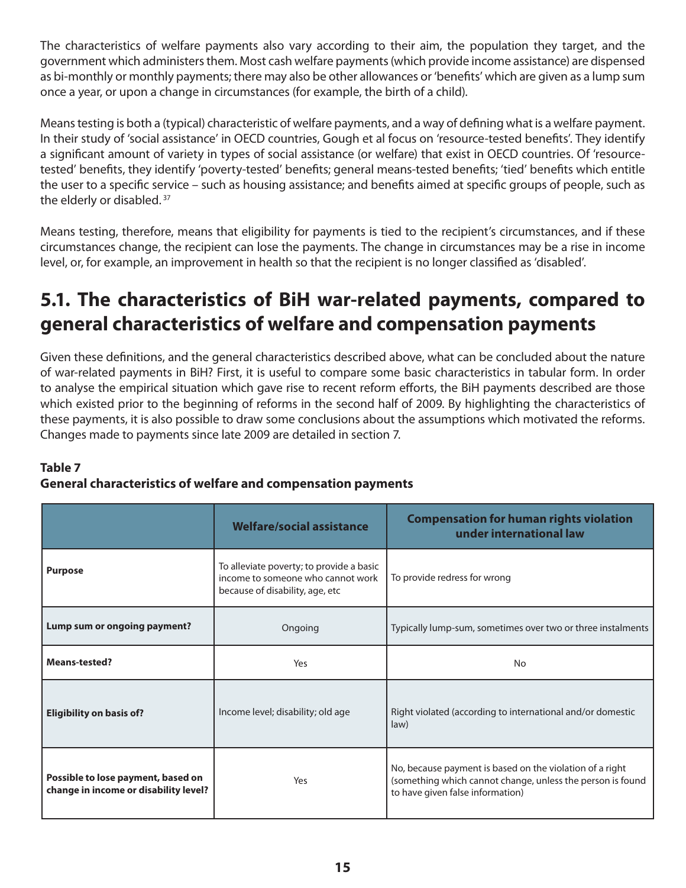The characteristics of welfare payments also vary according to their aim, the population they target, and the government which administers them. Most cash welfare payments (which provide income assistance) are dispensed as bi-monthly or monthly payments; there may also be other allowances or 'benefits' which are given as a lump sum once a year, or upon a change in circumstances (for example, the birth of a child).

Means testing is both a (typical) characteristic of welfare payments, and a way of defining what is a welfare payment. In their study of 'social assistance' in OECD countries, Gough et al focus on 'resource-tested benefits'. They identify a significant amount of variety in types of social assistance (or welfare) that exist in OECD countries. Of 'resource-tested' benefits, they identify 'poverty-tested' benefits; general means-tested benefits; 'tied' benefits which entitle the user to a specific service – such as housing assistance; and benefits aimed at specific groups of people, such as the elderly or disabled.[37]

Means testing, therefore, means that eligibility for payments is tied to the recipient's circumstances, and if these circumstances change, the recipient can lose the payments. The change in circumstances may be a rise in income level, or, for example, an improvement in health so that the recipient is no longer classified as 'disabled'.

## 5.1. The characteristics of BiH war-related payments, compared to general characteristics of welfare and compensation payments

Given these definitions, and the general characteristics described above, what can be concluded about the nature of war-related payments in BiH? First, it is useful to compare some basic characteristics in tabular form. In order to analyse the empirical situation which gave rise to recent reform efforts, the BiH payments described are those which existed prior to the beginning of reforms in the second half of 2009. By highlighting the characteristics of these payments, it is also possible to draw some conclusions about the assumptions which motivated the reforms. Changes made to payments since late 2009 are detailed in section 7.

**Table 7**
**General characteristics of welfare and compensation payments**

| | Welfare/social assistance | Compensation for human rights violation under international law |
|---|---|---|
| **Purpose** | To alleviate poverty; to provide a basic income to someone who cannot work because of disability, age, etc | To provide redress for wrong |
| **Lump sum or ongoing payment?** | Ongoing | Typically lump-sum, sometimes over two or three instalments |
| **Means-tested?** | Yes | No |
| **Eligibility on basis of?** | Income level; disability; old age | Right violated (according to international and/or domestic law) |
| **Possible to lose payment, based on change in income or disability level?** | Yes | No, because payment is based on the violation of a right (something which cannot change, unless the person is found to have given false information) |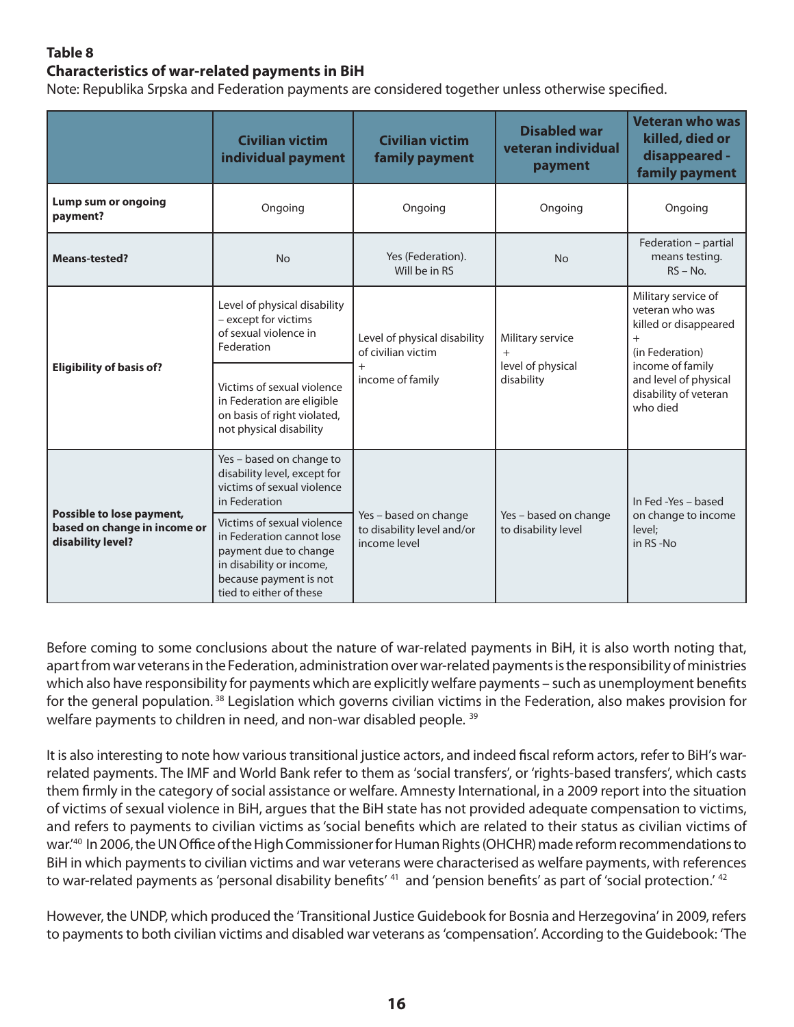**Table 8**
**Characteristics of war-related payments in BiH**

Note: Republika Srpska and Federation payments are considered together unless otherwise specified.

| | Civilian victim individual payment | Civilian victim family payment | Disabled war veteran individual payment | Veteran who was killed, died or disappeared - family payment |
|---|---|---|---|---|
| **Lump sum or ongoing payment?** | Ongoing | Ongoing | Ongoing | Ongoing |
| **Means-tested?** | No | Yes (Federation). Will be in RS | No | Federation – partial means testing. RS – No. |
| **Eligibility of basis of?** | Level of physical disability – except for victims of sexual violence in Federation<br><br>Victims of sexual violence in Federation are eligible on basis of right violated, not physical disability | Level of physical disability of civilian victim + income of family | Military service + level of physical disability | Military service of veteran who was killed or disappeared + (in Federation) income of family and level of physical disability of veteran who died |
| **Possible to lose payment, based on change in income or disability level?** | Yes – based on change to disability level, except for victims of sexual violence in Federation<br><br>Victims of sexual violence in Federation cannot lose payment due to change in disability or income, because payment is not tied to either of these | Yes – based on change to disability level and/or income level | Yes – based on change to disability level | In Fed -Yes – based on change to income level;<br>in RS -No |

Before coming to some conclusions about the nature of war-related payments in BiH, it is also worth noting that, apart from war veterans in the Federation, administration over war-related payments is the responsibility of ministries which also have responsibility for payments which are explicitly welfare payments – such as unemployment benefits for the general population. [38] Legislation which governs civilian victims in the Federation, also makes provision for welfare payments to children in need, and non-war disabled people. [39]

It is also interesting to note how various transitional justice actors, and indeed fiscal reform actors, refer to BiH's war-related payments. The IMF and World Bank refer to them as 'social transfers', or 'rights-based transfers', which casts them firmly in the category of social assistance or welfare. Amnesty International, in a 2009 report into the situation of victims of sexual violence in BiH, argues that the BiH state has not provided adequate compensation to victims, and refers to payments to civilian victims as 'social benefits which are related to their status as civilian victims of war.'[40] In 2006, the UN Office of the High Commissioner for Human Rights (OHCHR) made reform recommendations to BiH in which payments to civilian victims and war veterans were characterised as welfare payments, with references to war-related payments as 'personal disability benefits' [41] and 'pension benefits' as part of 'social protection.' [42]

However, the UNDP, which produced the 'Transitional Justice Guidebook for Bosnia and Herzegovina' in 2009, refers to payments to both civilian victims and disabled war veterans as 'compensation'. According to the Guidebook: 'The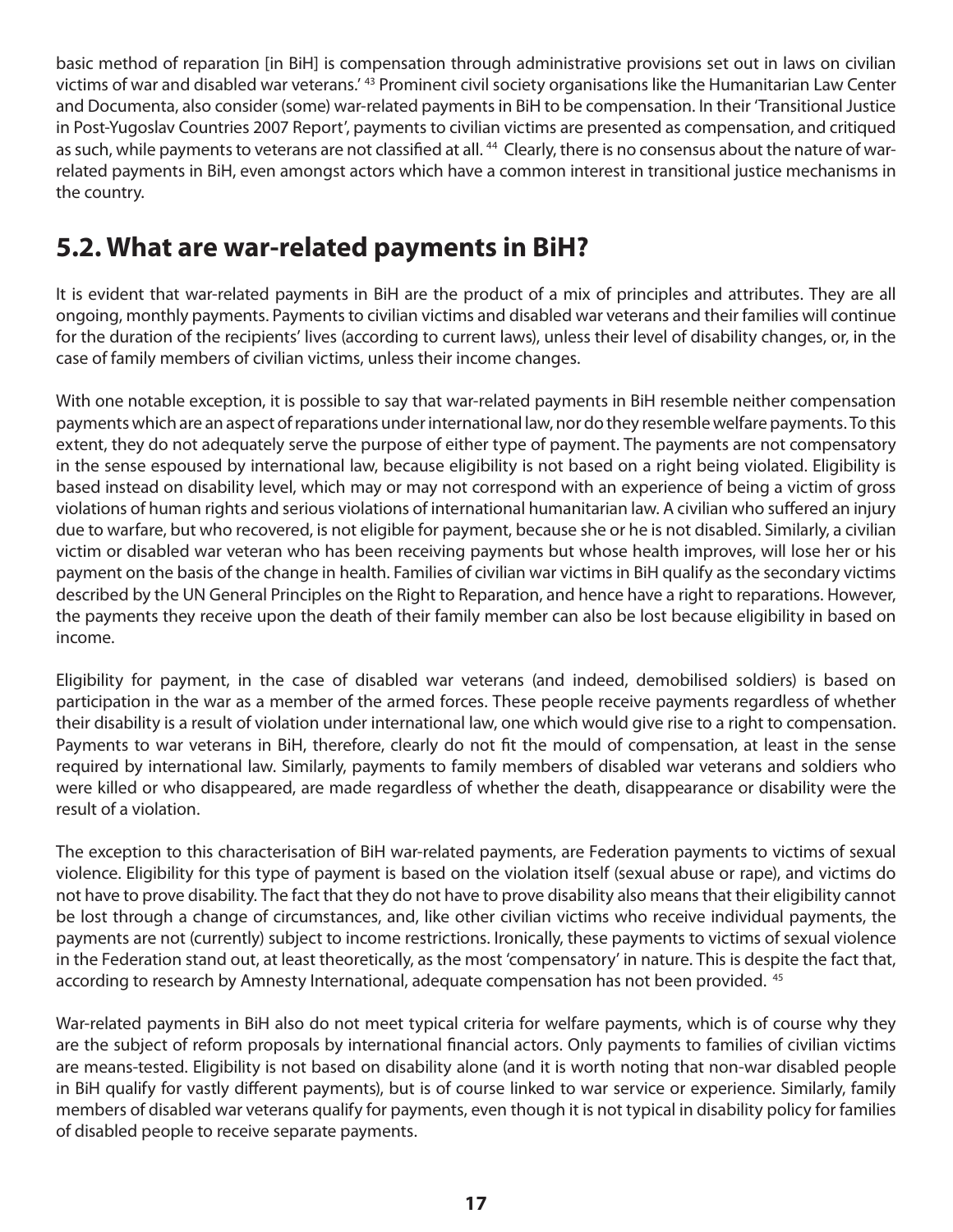basic method of reparation [in BiH] is compensation through administrative provisions set out in laws on civilian victims of war and disabled war veterans.' [43] Prominent civil society organisations like the Humanitarian Law Center and Documenta, also consider (some) war-related payments in BiH to be compensation. In their 'Transitional Justice in Post-Yugoslav Countries 2007 Report', payments to civilian victims are presented as compensation, and critiqued as such, while payments to veterans are not classified at all. [44] Clearly, there is no consensus about the nature of war-related payments in BiH, even amongst actors which have a common interest in transitional justice mechanisms in the country.

## 5.2. What are war-related payments in BiH?

It is evident that war-related payments in BiH are the product of a mix of principles and attributes. They are all ongoing, monthly payments. Payments to civilian victims and disabled war veterans and their families will continue for the duration of the recipients' lives (according to current laws), unless their level of disability changes, or, in the case of family members of civilian victims, unless their income changes.

With one notable exception, it is possible to say that war-related payments in BiH resemble neither compensation payments which are an aspect of reparations under international law, nor do they resemble welfare payments. To this extent, they do not adequately serve the purpose of either type of payment. The payments are not compensatory in the sense espoused by international law, because eligibility is not based on a right being violated. Eligibility is based instead on disability level, which may or may not correspond with an experience of being a victim of gross violations of human rights and serious violations of international humanitarian law. A civilian who suffered an injury due to warfare, but who recovered, is not eligible for payment, because she or he is not disabled. Similarly, a civilian victim or disabled war veteran who has been receiving payments but whose health improves, will lose her or his payment on the basis of the change in health. Families of civilian war victims in BiH qualify as the secondary victims described by the UN General Principles on the Right to Reparation, and hence have a right to reparations. However, the payments they receive upon the death of their family member can also be lost because eligibility in based on income.

Eligibility for payment, in the case of disabled war veterans (and indeed, demobilised soldiers) is based on participation in the war as a member of the armed forces. These people receive payments regardless of whether their disability is a result of violation under international law, one which would give rise to a right to compensation. Payments to war veterans in BiH, therefore, clearly do not fit the mould of compensation, at least in the sense required by international law. Similarly, payments to family members of disabled war veterans and soldiers who were killed or who disappeared, are made regardless of whether the death, disappearance or disability were the result of a violation.

The exception to this characterisation of BiH war-related payments, are Federation payments to victims of sexual violence. Eligibility for this type of payment is based on the violation itself (sexual abuse or rape), and victims do not have to prove disability. The fact that they do not have to prove disability also means that their eligibility cannot be lost through a change of circumstances, and, like other civilian victims who receive individual payments, the payments are not (currently) subject to income restrictions. Ironically, these payments to victims of sexual violence in the Federation stand out, at least theoretically, as the most 'compensatory' in nature. This is despite the fact that, according to research by Amnesty International, adequate compensation has not been provided. [45]

War-related payments in BiH also do not meet typical criteria for welfare payments, which is of course why they are the subject of reform proposals by international financial actors. Only payments to families of civilian victims are means-tested. Eligibility is not based on disability alone (and it is worth noting that non-war disabled people in BiH qualify for vastly different payments), but is of course linked to war service or experience. Similarly, family members of disabled war veterans qualify for payments, even though it is not typical in disability policy for families of disabled people to receive separate payments.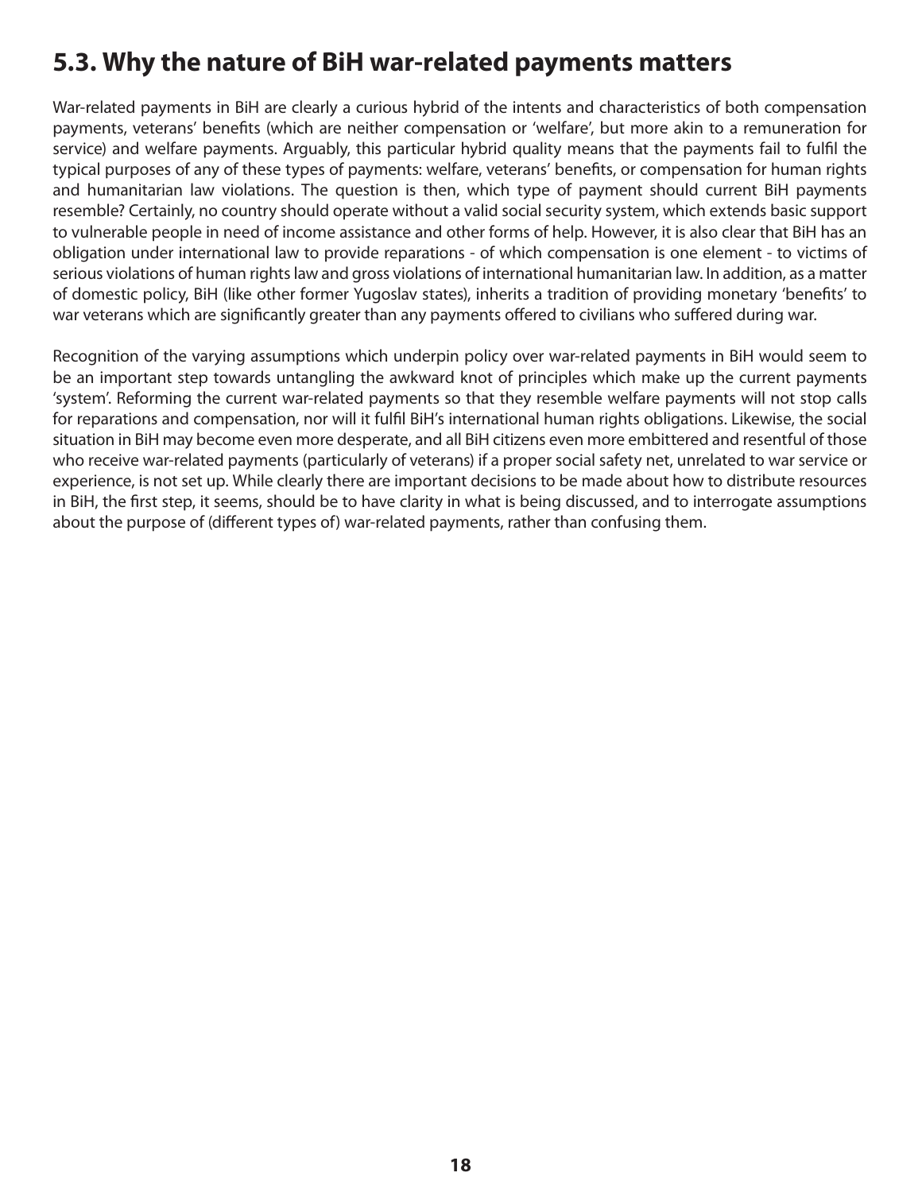## 5.3. Why the nature of BiH war-related payments matters

War-related payments in BiH are clearly a curious hybrid of the intents and characteristics of both compensation payments, veterans' benefits (which are neither compensation or 'welfare', but more akin to a remuneration for service) and welfare payments. Arguably, this particular hybrid quality means that the payments fail to fulfil the typical purposes of any of these types of payments: welfare, veterans' benefits, or compensation for human rights and humanitarian law violations. The question is then, which type of payment should current BiH payments resemble? Certainly, no country should operate without a valid social security system, which extends basic support to vulnerable people in need of income assistance and other forms of help. However, it is also clear that BiH has an obligation under international law to provide reparations - of which compensation is one element - to victims of serious violations of human rights law and gross violations of international humanitarian law. In addition, as a matter of domestic policy, BiH (like other former Yugoslav states), inherits a tradition of providing monetary 'benefits' to war veterans which are significantly greater than any payments offered to civilians who suffered during war.

Recognition of the varying assumptions which underpin policy over war-related payments in BiH would seem to be an important step towards untangling the awkward knot of principles which make up the current payments 'system'. Reforming the current war-related payments so that they resemble welfare payments will not stop calls for reparations and compensation, nor will it fulfil BiH's international human rights obligations. Likewise, the social situation in BiH may become even more desperate, and all BiH citizens even more embittered and resentful of those who receive war-related payments (particularly of veterans) if a proper social safety net, unrelated to war service or experience, is not set up. While clearly there are important decisions to be made about how to distribute resources in BiH, the first step, it seems, should be to have clarity in what is being discussed, and to interrogate assumptions about the purpose of (different types of) war-related payments, rather than confusing them.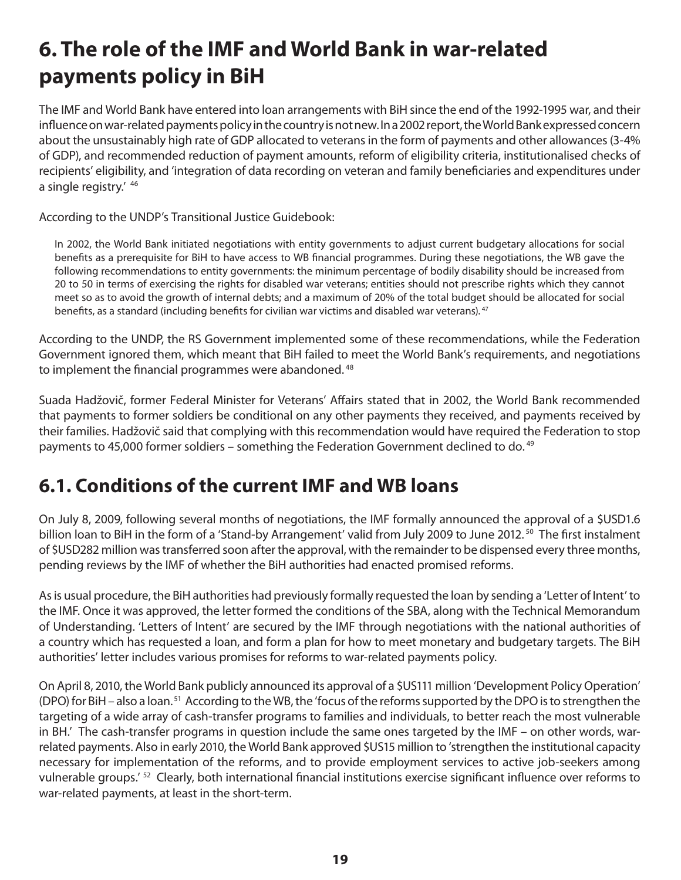# 6. The role of the IMF and World Bank in war-related payments policy in BiH

The IMF and World Bank have entered into loan arrangements with BiH since the end of the 1992-1995 war, and their influence on war-related payments policy in the country is not new. In a 2002 report, the World Bank expressed concern about the unsustainably high rate of GDP allocated to veterans in the form of payments and other allowances (3-4% of GDP), and recommended reduction of payment amounts, reform of eligibility criteria, institutionalised checks of recipients' eligibility, and 'integration of data recording on veteran and family beneficiaries and expenditures under a single registry.' [46]

According to the UNDP's Transitional Justice Guidebook:

> In 2002, the World Bank initiated negotiations with entity governments to adjust current budgetary allocations for social benefits as a prerequisite for BiH to have access to WB financial programmes. During these negotiations, the WB gave the following recommendations to entity governments: the minimum percentage of bodily disability should be increased from 20 to 50 in terms of exercising the rights for disabled war veterans; entities should not prescribe rights which they cannot meet so as to avoid the growth of internal debts; and a maximum of 20% of the total budget should be allocated for social benefits, as a standard (including benefits for civilian war victims and disabled war veterans). [47]

According to the UNDP, the RS Government implemented some of these recommendations, while the Federation Government ignored them, which meant that BiH failed to meet the World Bank's requirements, and negotiations to implement the financial programmes were abandoned. [48]

Suada Hadžovič, former Federal Minister for Veterans' Affairs stated that in 2002, the World Bank recommended that payments to former soldiers be conditional on any other payments they received, and payments received by their families. Hadžovič said that complying with this recommendation would have required the Federation to stop payments to 45,000 former soldiers – something the Federation Government declined to do. [49]

## 6.1. Conditions of the current IMF and WB loans

On July 8, 2009, following several months of negotiations, the IMF formally announced the approval of a $USD1.6 billion loan to BiH in the form of a 'Stand-by Arrangement' valid from July 2009 to June 2012. [50] The first instalment of $USD282 million was transferred soon after the approval, with the remainder to be dispensed every three months, pending reviews by the IMF of whether the BiH authorities had enacted promised reforms.

As is usual procedure, the BiH authorities had previously formally requested the loan by sending a 'Letter of Intent' to the IMF. Once it was approved, the letter formed the conditions of the SBA, along with the Technical Memorandum of Understanding. 'Letters of Intent' are secured by the IMF through negotiations with the national authorities of a country which has requested a loan, and form a plan for how to meet monetary and budgetary targets. The BiH authorities' letter includes various promises for reforms to war-related payments policy.

On April 8, 2010, the World Bank publicly announced its approval of a $US111 million 'Development Policy Operation' (DPO) for BiH – also a loan. [51] According to the WB, the 'focus of the reforms supported by the DPO is to strengthen the targeting of a wide array of cash-transfer programs to families and individuals, to better reach the most vulnerable in BH.' The cash-transfer programs in question include the same ones targeted by the IMF – on other words, war-related payments. Also in early 2010, the World Bank approved $US15 million to 'strengthen the institutional capacity necessary for implementation of the reforms, and to provide employment services to active job-seekers among vulnerable groups.' [52] Clearly, both international financial institutions exercise significant influence over reforms to war-related payments, at least in the short-term.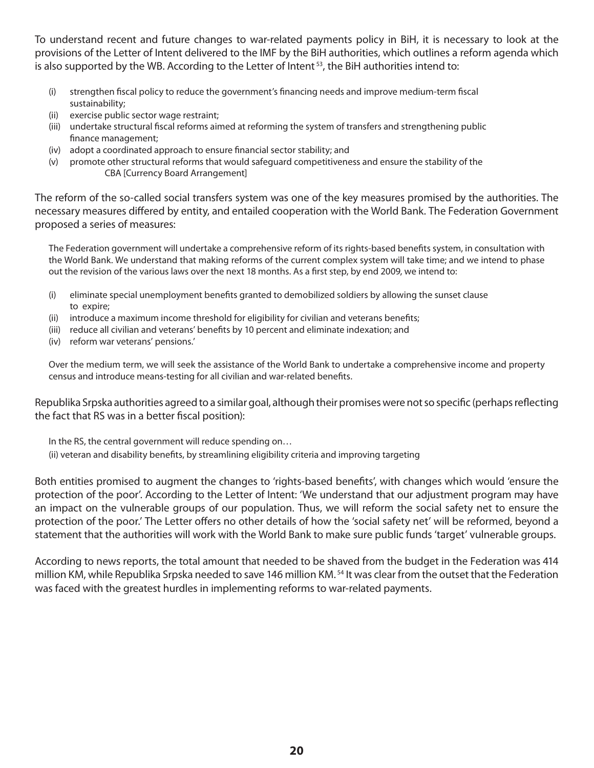To understand recent and future changes to war-related payments policy in BiH, it is necessary to look at the provisions of the Letter of Intent delivered to the IMF by the BiH authorities, which outlines a reform agenda which is also supported by the WB. According to the Letter of Intent [53], the BiH authorities intend to:

(i) strengthen fiscal policy to reduce the government's financing needs and improve medium-term fiscal sustainability;
(ii) exercise public sector wage restraint;
(iii) undertake structural fiscal reforms aimed at reforming the system of transfers and strengthening public finance management;
(iv) adopt a coordinated approach to ensure financial sector stability; and
(v) promote other structural reforms that would safeguard competitiveness and ensure the stability of the CBA [Currency Board Arrangement]

The reform of the so-called social transfers system was one of the key measures promised by the authorities. The necessary measures differed by entity, and entailed cooperation with the World Bank. The Federation Government proposed a series of measures:

> The Federation government will undertake a comprehensive reform of its rights-based benefits system, in consultation with the World Bank. We understand that making reforms of the current complex system will take time; and we intend to phase out the revision of the various laws over the next 18 months. As a first step, by end 2009, we intend to:
>
> (i) eliminate special unemployment benefits granted to demobilized soldiers by allowing the sunset clause to expire;
> (ii) introduce a maximum income threshold for eligibility for civilian and veterans benefits;
> (iii) reduce all civilian and veterans' benefits by 10 percent and eliminate indexation; and
> (iv) reform war veterans' pensions.'
>
> Over the medium term, we will seek the assistance of the World Bank to undertake a comprehensive income and property census and introduce means-testing for all civilian and war-related benefits.

Republika Srpska authorities agreed to a similar goal, although their promises were not so specific (perhaps reflecting the fact that RS was in a better fiscal position):

> In the RS, the central government will reduce spending on…
> (ii) veteran and disability benefits, by streamlining eligibility criteria and improving targeting

Both entities promised to augment the changes to 'rights-based benefits', with changes which would 'ensure the protection of the poor'. According to the Letter of Intent: 'We understand that our adjustment program may have an impact on the vulnerable groups of our population. Thus, we will reform the social safety net to ensure the protection of the poor.' The Letter offers no other details of how the 'social safety net' will be reformed, beyond a statement that the authorities will work with the World Bank to make sure public funds 'target' vulnerable groups.

According to news reports, the total amount that needed to be shaved from the budget in the Federation was 414 million KM, while Republika Srpska needed to save 146 million KM. [54] It was clear from the outset that the Federation was faced with the greatest hurdles in implementing reforms to war-related payments.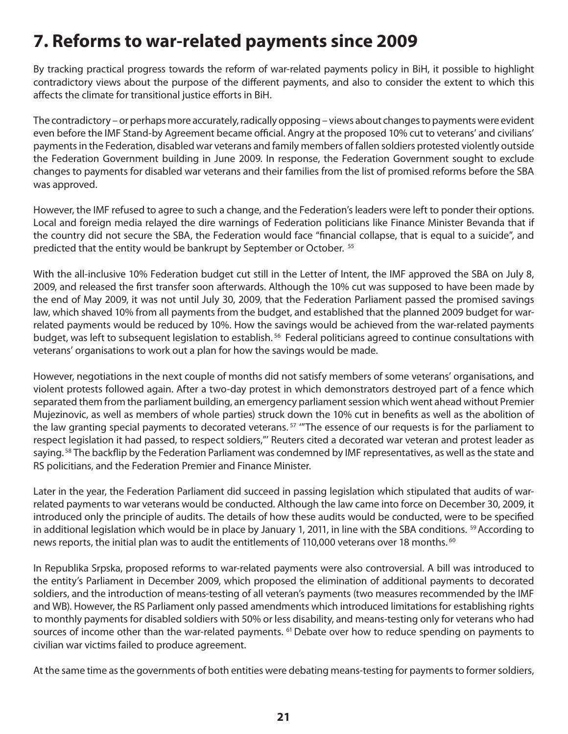# 7. Reforms to war-related payments since 2009

By tracking practical progress towards the reform of war-related payments policy in BiH, it possible to highlight contradictory views about the purpose of the different payments, and also to consider the extent to which this affects the climate for transitional justice efforts in BiH.

The contradictory – or perhaps more accurately, radically opposing – views about changes to payments were evident even before the IMF Stand-by Agreement became official. Angry at the proposed 10% cut to veterans' and civilians' payments in the Federation, disabled war veterans and family members of fallen soldiers protested violently outside the Federation Government building in June 2009. In response, the Federation Government sought to exclude changes to payments for disabled war veterans and their families from the list of promised reforms before the SBA was approved.

However, the IMF refused to agree to such a change, and the Federation's leaders were left to ponder their options. Local and foreign media relayed the dire warnings of Federation politicians like Finance Minister Bevanda that if the country did not secure the SBA, the Federation would face "financial collapse, that is equal to a suicide", and predicted that the entity would be bankrupt by September or October. [55]

With the all-inclusive 10% Federation budget cut still in the Letter of Intent, the IMF approved the SBA on July 8, 2009, and released the first transfer soon afterwards. Although the 10% cut was supposed to have been made by the end of May 2009, it was not until July 30, 2009, that the Federation Parliament passed the promised savings law, which shaved 10% from all payments from the budget, and established that the planned 2009 budget for war-related payments would be reduced by 10%. How the savings would be achieved from the war-related payments budget, was left to subsequent legislation to establish. [56] Federal politicians agreed to continue consultations with veterans' organisations to work out a plan for how the savings would be made.

However, negotiations in the next couple of months did not satisfy members of some veterans' organisations, and violent protests followed again. After a two-day protest in which demonstrators destroyed part of a fence which separated them from the parliament building, an emergency parliament session which went ahead without Premier Mujezinovic, as well as members of whole parties) struck down the 10% cut in benefits as well as the abolition of the law granting special payments to decorated veterans. [57] '"The essence of our requests is for the parliament to respect legislation it had passed, to respect soldiers,"' Reuters cited a decorated war veteran and protest leader as saying. [58] The backflip by the Federation Parliament was condemned by IMF representatives, as well as the state and RS policitians, and the Federation Premier and Finance Minister.

Later in the year, the Federation Parliament did succeed in passing legislation which stipulated that audits of war-related payments to war veterans would be conducted. Although the law came into force on December 30, 2009, it introduced only the principle of audits. The details of how these audits would be conducted, were to be specified in additional legislation which would be in place by January 1, 2011, in line with the SBA conditions. [59] According to news reports, the initial plan was to audit the entitlements of 110,000 veterans over 18 months. [60]

In Republika Srpska, proposed reforms to war-related payments were also controversial. A bill was introduced to the entity's Parliament in December 2009, which proposed the elimination of additional payments to decorated soldiers, and the introduction of means-testing of all veteran's payments (two measures recommended by the IMF and WB). However, the RS Parliament only passed amendments which introduced limitations for establishing rights to monthly payments for disabled soldiers with 50% or less disability, and means-testing only for veterans who had sources of income other than the war-related payments. [61] Debate over how to reduce spending on payments to civilian war victims failed to produce agreement.

At the same time as the governments of both entities were debating means-testing for payments to former soldiers,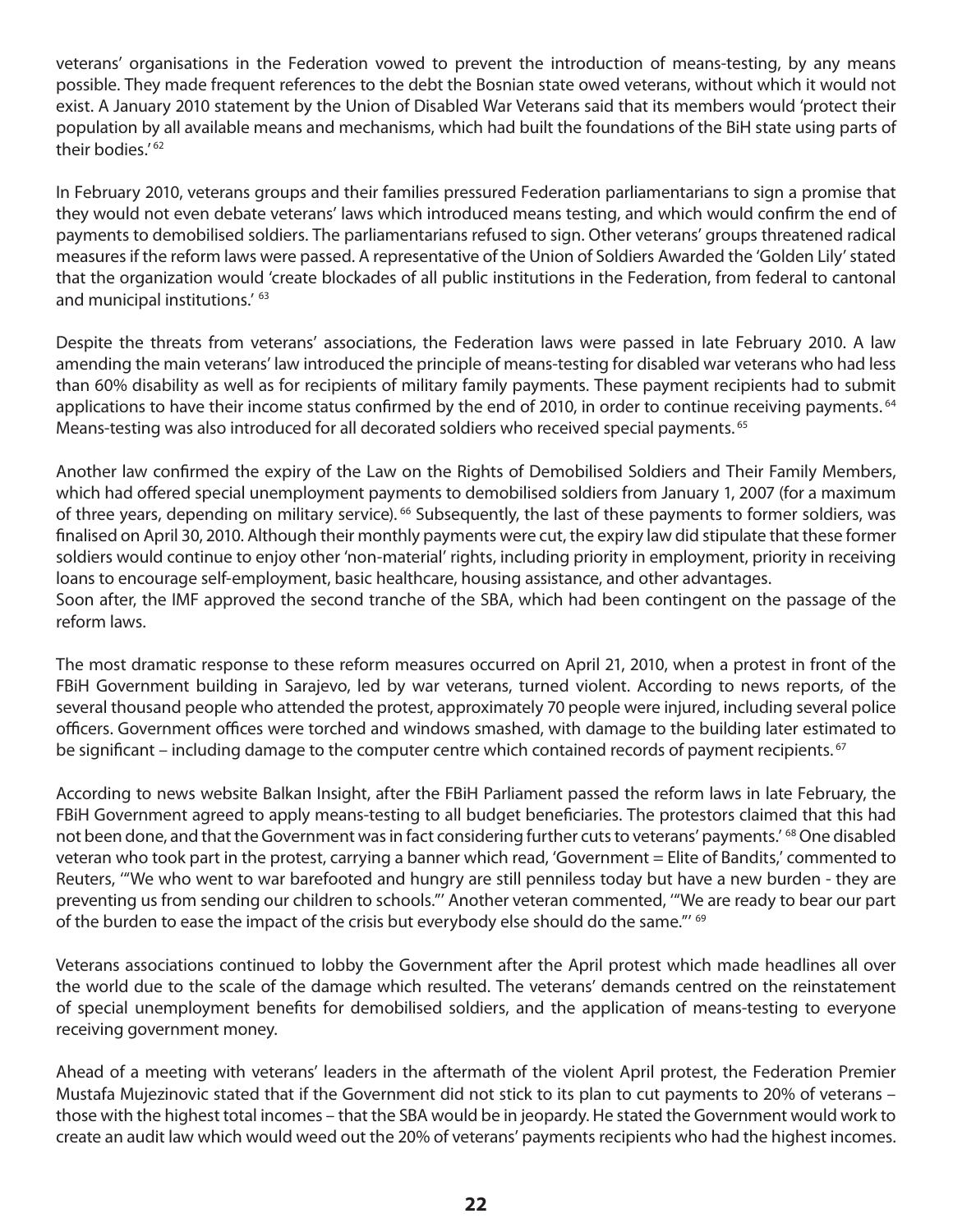veterans' organisations in the Federation vowed to prevent the introduction of means-testing, by any means possible. They made frequent references to the debt the Bosnian state owed veterans, without which it would not exist. A January 2010 statement by the Union of Disabled War Veterans said that its members would 'protect their population by all available means and mechanisms, which had built the foundations of the BiH state using parts of their bodies.' [62]

In February 2010, veterans groups and their families pressured Federation parliamentarians to sign a promise that they would not even debate veterans' laws which introduced means testing, and which would confirm the end of payments to demobilised soldiers. The parliamentarians refused to sign. Other veterans' groups threatened radical measures if the reform laws were passed. A representative of the Union of Soldiers Awarded the 'Golden Lily' stated that the organization would 'create blockades of all public institutions in the Federation, from federal to cantonal and municipal institutions.' [63]

Despite the threats from veterans' associations, the Federation laws were passed in late February 2010. A law amending the main veterans' law introduced the principle of means-testing for disabled war veterans who had less than 60% disability as well as for recipients of military family payments. These payment recipients had to submit applications to have their income status confirmed by the end of 2010, in order to continue receiving payments. [64] Means-testing was also introduced for all decorated soldiers who received special payments. [65]

Another law confirmed the expiry of the Law on the Rights of Demobilised Soldiers and Their Family Members, which had offered special unemployment payments to demobilised soldiers from January 1, 2007 (for a maximum of three years, depending on military service). [66] Subsequently, the last of these payments to former soldiers, was finalised on April 30, 2010. Although their monthly payments were cut, the expiry law did stipulate that these former soldiers would continue to enjoy other 'non-material' rights, including priority in employment, priority in receiving loans to encourage self-employment, basic healthcare, housing assistance, and other advantages.
Soon after, the IMF approved the second tranche of the SBA, which had been contingent on the passage of the reform laws.

The most dramatic response to these reform measures occurred on April 21, 2010, when a protest in front of the FBiH Government building in Sarajevo, led by war veterans, turned violent. According to news reports, of the several thousand people who attended the protest, approximately 70 people were injured, including several police officers. Government offices were torched and windows smashed, with damage to the building later estimated to be significant – including damage to the computer centre which contained records of payment recipients. [67]

According to news website Balkan Insight, after the FBiH Parliament passed the reform laws in late February, the FBiH Government agreed to apply means-testing to all budget beneficiaries. The protestors claimed that this had not been done, and that the Government was in fact considering further cuts to veterans' payments.' [68] One disabled veteran who took part in the protest, carrying a banner which read, 'Government = Elite of Bandits,' commented to Reuters, '"We who went to war barefooted and hungry are still penniless today but have a new burden - they are preventing us from sending our children to schools."' Another veteran commented, '"We are ready to bear our part of the burden to ease the impact of the crisis but everybody else should do the same."' [69]

Veterans associations continued to lobby the Government after the April protest which made headlines all over the world due to the scale of the damage which resulted. The veterans' demands centred on the reinstatement of special unemployment benefits for demobilised soldiers, and the application of means-testing to everyone receiving government money.

Ahead of a meeting with veterans' leaders in the aftermath of the violent April protest, the Federation Premier Mustafa Mujezinovic stated that if the Government did not stick to its plan to cut payments to 20% of veterans – those with the highest total incomes – that the SBA would be in jeopardy. He stated the Government would work to create an audit law which would weed out the 20% of veterans' payments recipients who had the highest incomes.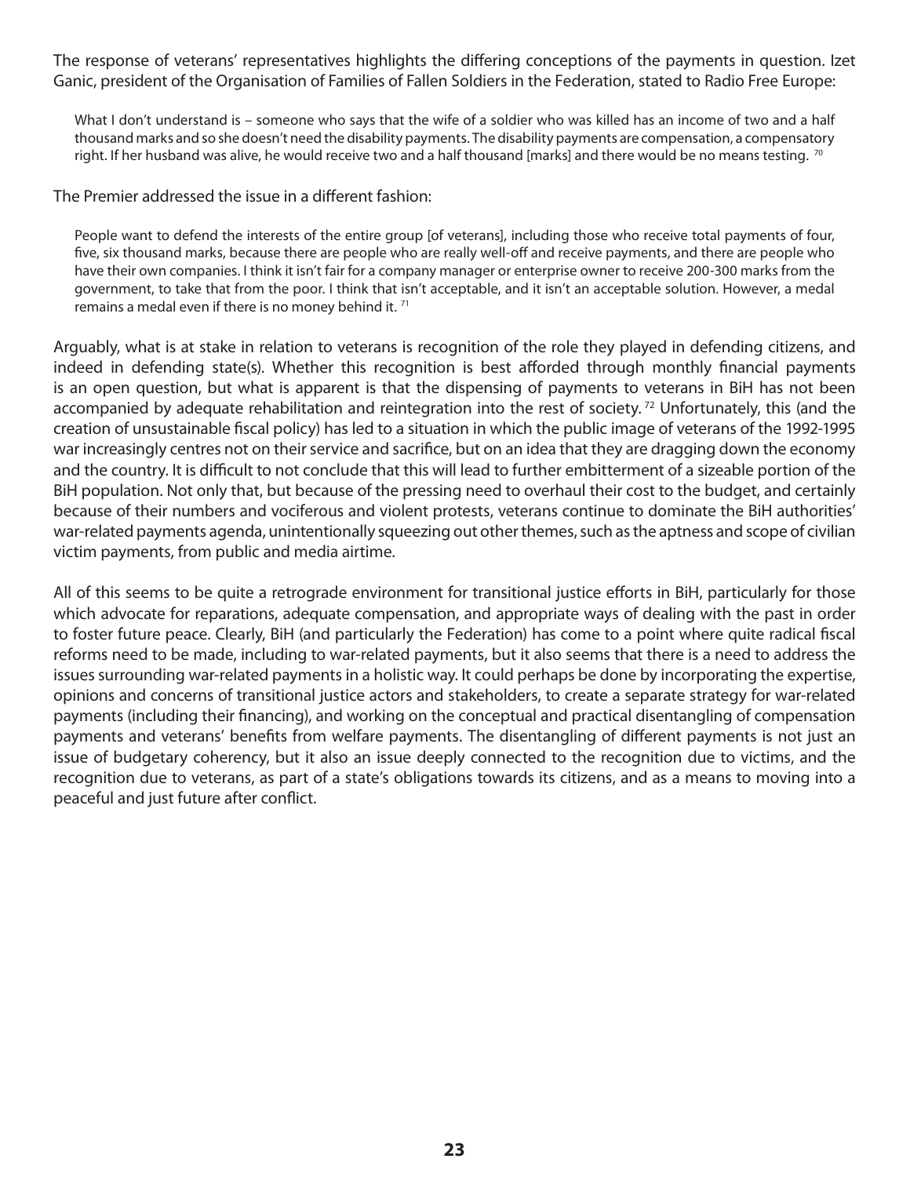The response of veterans' representatives highlights the differing conceptions of the payments in question. Izet Ganic, president of the Organisation of Families of Fallen Soldiers in the Federation, stated to Radio Free Europe:

> What I don't understand is – someone who says that the wife of a soldier who was killed has an income of two and a half thousand marks and so she doesn't need the disability payments. The disability payments are compensation, a compensatory right. If her husband was alive, he would receive two and a half thousand [marks] and there would be no means testing. [70]

The Premier addressed the issue in a different fashion:

> People want to defend the interests of the entire group [of veterans], including those who receive total payments of four, five, six thousand marks, because there are people who are really well-off and receive payments, and there are people who have their own companies. I think it isn't fair for a company manager or enterprise owner to receive 200-300 marks from the government, to take that from the poor. I think that isn't acceptable, and it isn't an acceptable solution. However, a medal remains a medal even if there is no money behind it. [71]

Arguably, what is at stake in relation to veterans is recognition of the role they played in defending citizens, and indeed in defending state(s). Whether this recognition is best afforded through monthly financial payments is an open question, but what is apparent is that the dispensing of payments to veterans in BiH has not been accompanied by adequate rehabilitation and reintegration into the rest of society. [72] Unfortunately, this (and the creation of unsustainable fiscal policy) has led to a situation in which the public image of veterans of the 1992-1995 war increasingly centres not on their service and sacrifice, but on an idea that they are dragging down the economy and the country. It is difficult to not conclude that this will lead to further embitterment of a sizeable portion of the BiH population. Not only that, but because of the pressing need to overhaul their cost to the budget, and certainly because of their numbers and vociferous and violent protests, veterans continue to dominate the BiH authorities' war-related payments agenda, unintentionally squeezing out other themes, such as the aptness and scope of civilian victim payments, from public and media airtime.

All of this seems to be quite a retrograde environment for transitional justice efforts in BiH, particularly for those which advocate for reparations, adequate compensation, and appropriate ways of dealing with the past in order to foster future peace. Clearly, BiH (and particularly the Federation) has come to a point where quite radical fiscal reforms need to be made, including to war-related payments, but it also seems that there is a need to address the issues surrounding war-related payments in a holistic way. It could perhaps be done by incorporating the expertise, opinions and concerns of transitional justice actors and stakeholders, to create a separate strategy for war-related payments (including their financing), and working on the conceptual and practical disentangling of compensation payments and veterans' benefits from welfare payments. The disentangling of different payments is not just an issue of budgetary coherency, but it also an issue deeply connected to the recognition due to victims, and the recognition due to veterans, as part of a state's obligations towards its citizens, and as a means to moving into a peaceful and just future after conflict.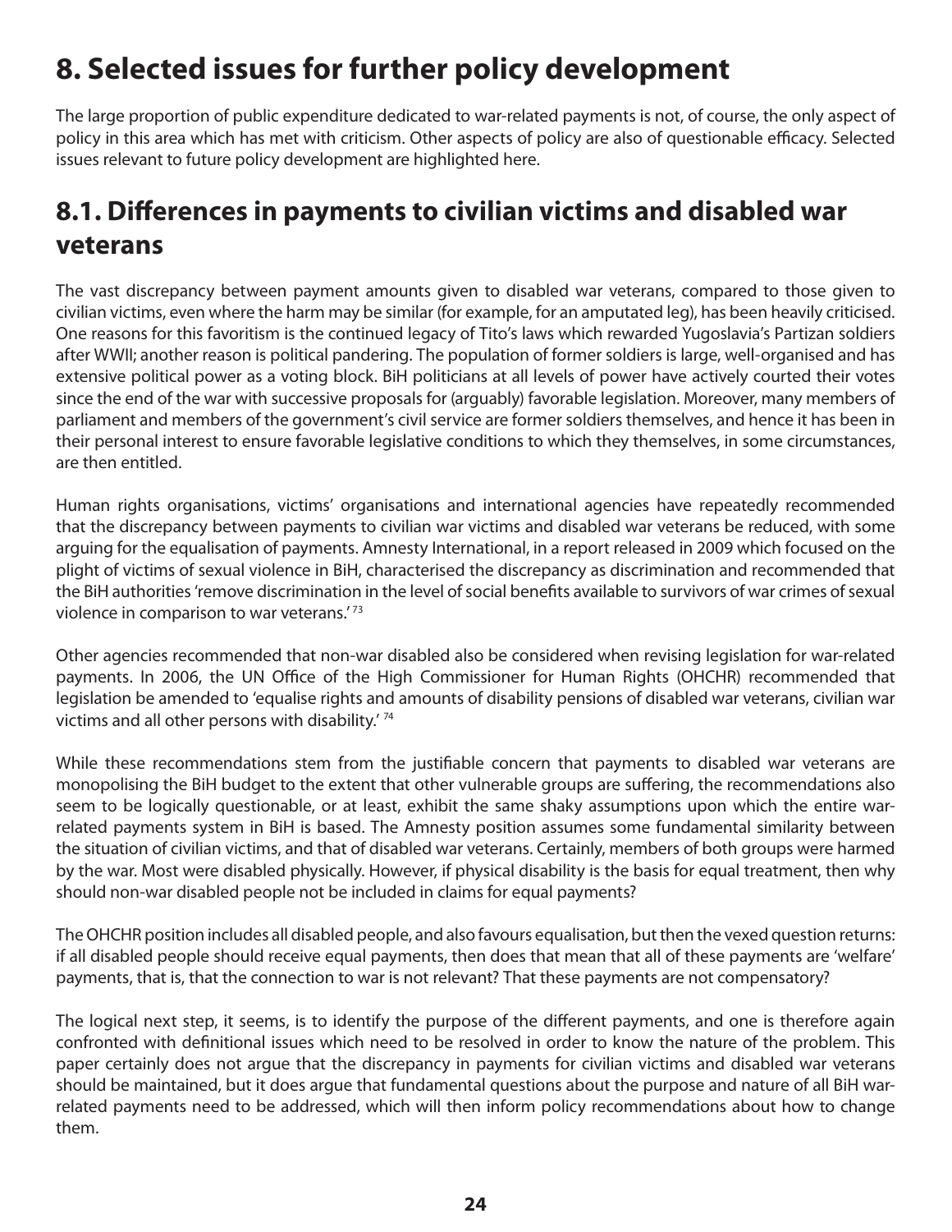# 8. Selected issues for further policy development

The large proportion of public expenditure dedicated to war-related payments is not, of course, the only aspect of policy in this area which has met with criticism. Other aspects of policy are also of questionable efficacy. Selected issues relevant to future policy development are highlighted here.

## 8.1. Differences in payments to civilian victims and disabled war veterans

The vast discrepancy between payment amounts given to disabled war veterans, compared to those given to civilian victims, even where the harm may be similar (for example, for an amputated leg), has been heavily criticised. One reasons for this favoritism is the continued legacy of Tito's laws which rewarded Yugoslavia's Partizan soldiers after WWII; another reason is political pandering. The population of former soldiers is large, well-organised and has extensive political power as a voting block. BiH politicians at all levels of power have actively courted their votes since the end of the war with successive proposals for (arguably) favorable legislation. Moreover, many members of parliament and members of the government's civil service are former soldiers themselves, and hence it has been in their personal interest to ensure favorable legislative conditions to which they themselves, in some circumstances, are then entitled.

Human rights organisations, victims' organisations and international agencies have repeatedly recommended that the discrepancy between payments to civilian war victims and disabled war veterans be reduced, with some arguing for the equalisation of payments. Amnesty International, in a report released in 2009 which focused on the plight of victims of sexual violence in BiH, characterised the discrepancy as discrimination and recommended that the BiH authorities 'remove discrimination in the level of social benefits available to survivors of war crimes of sexual violence in comparison to war veterans.' [73]

Other agencies recommended that non-war disabled also be considered when revising legislation for war-related payments. In 2006, the UN Office of the High Commissioner for Human Rights (OHCHR) recommended that legislation be amended to 'equalise rights and amounts of disability pensions of disabled war veterans, civilian war victims and all other persons with disability.' [74]

While these recommendations stem from the justifiable concern that payments to disabled war veterans are monopolising the BiH budget to the extent that other vulnerable groups are suffering, the recommendations also seem to be logically questionable, or at least, exhibit the same shaky assumptions upon which the entire war-related payments system in BiH is based. The Amnesty position assumes some fundamental similarity between the situation of civilian victims, and that of disabled war veterans. Certainly, members of both groups were harmed by the war. Most were disabled physically. However, if physical disability is the basis for equal treatment, then why should non-war disabled people not be included in claims for equal payments?

The OHCHR position includes all disabled people, and also favours equalisation, but then the vexed question returns: if all disabled people should receive equal payments, then does that mean that all of these payments are 'welfare' payments, that is, that the connection to war is not relevant? That these payments are not compensatory?

The logical next step, it seems, is to identify the purpose of the different payments, and one is therefore again confronted with definitional issues which need to be resolved in order to know the nature of the problem. This paper certainly does not argue that the discrepancy in payments for civilian victims and disabled war veterans should be maintained, but it does argue that fundamental questions about the purpose and nature of all BiH war-related payments need to be addressed, which will then inform policy recommendations about how to change them.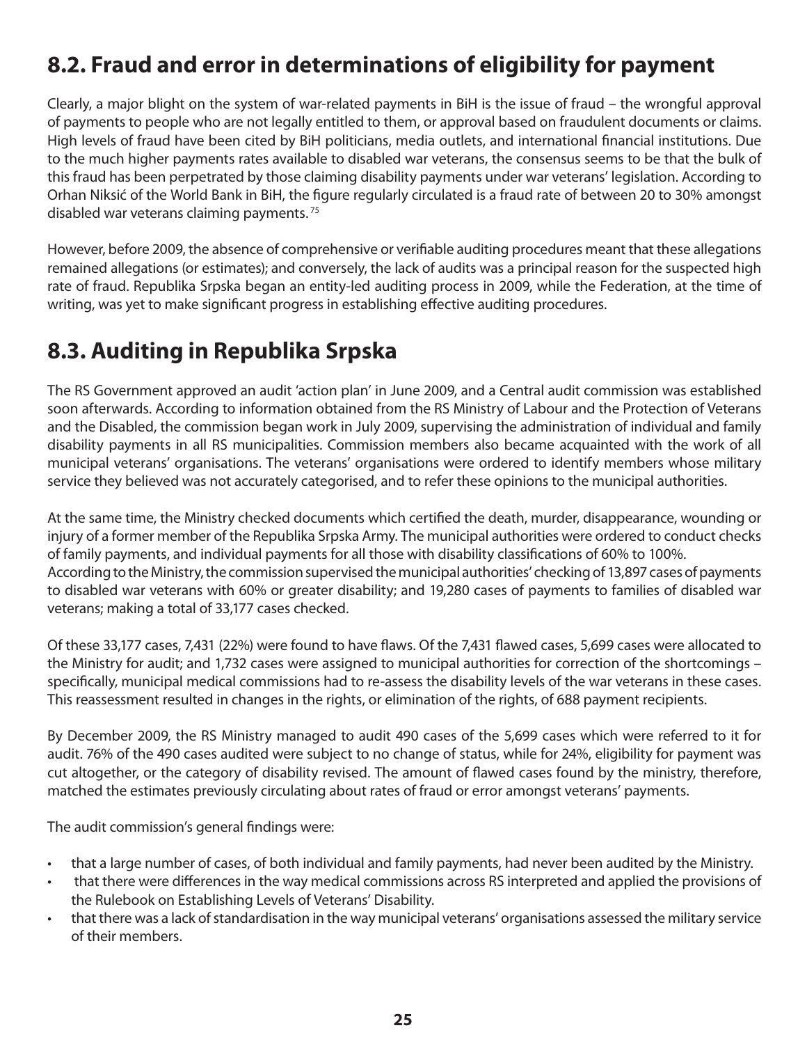## 8.2. Fraud and error in determinations of eligibility for payment

Clearly, a major blight on the system of war-related payments in BiH is the issue of fraud – the wrongful approval of payments to people who are not legally entitled to them, or approval based on fraudulent documents or claims. High levels of fraud have been cited by BiH politicians, media outlets, and international financial institutions. Due to the much higher payments rates available to disabled war veterans, the consensus seems to be that the bulk of this fraud has been perpetrated by those claiming disability payments under war veterans' legislation. According to Orhan Niksić of the World Bank in BiH, the figure regularly circulated is a fraud rate of between 20 to 30% amongst disabled war veterans claiming payments.[75]

However, before 2009, the absence of comprehensive or verifiable auditing procedures meant that these allegations remained allegations (or estimates); and conversely, the lack of audits was a principal reason for the suspected high rate of fraud. Republika Srpska began an entity-led auditing process in 2009, while the Federation, at the time of writing, was yet to make significant progress in establishing effective auditing procedures.

## 8.3. Auditing in Republika Srpska

The RS Government approved an audit 'action plan' in June 2009, and a Central audit commission was established soon afterwards. According to information obtained from the RS Ministry of Labour and the Protection of Veterans and the Disabled, the commission began work in July 2009, supervising the administration of individual and family disability payments in all RS municipalities. Commission members also became acquainted with the work of all municipal veterans' organisations. The veterans' organisations were ordered to identify members whose military service they believed was not accurately categorised, and to refer these opinions to the municipal authorities.

At the same time, the Ministry checked documents which certified the death, murder, disappearance, wounding or injury of a former member of the Republika Srpska Army. The municipal authorities were ordered to conduct checks of family payments, and individual payments for all those with disability classifications of 60% to 100%.
According to the Ministry, the commission supervised the municipal authorities' checking of 13,897 cases of payments to disabled war veterans with 60% or greater disability; and 19,280 cases of payments to families of disabled war veterans; making a total of 33,177 cases checked.

Of these 33,177 cases, 7,431 (22%) were found to have flaws. Of the 7,431 flawed cases, 5,699 cases were allocated to the Ministry for audit; and 1,732 cases were assigned to municipal authorities for correction of the shortcomings – specifically, municipal medical commissions had to re-assess the disability levels of the war veterans in these cases. This reassessment resulted in changes in the rights, or elimination of the rights, of 688 payment recipients.

By December 2009, the RS Ministry managed to audit 490 cases of the 5,699 cases which were referred to it for audit. 76% of the 490 cases audited were subject to no change of status, while for 24%, eligibility for payment was cut altogether, or the category of disability revised. The amount of flawed cases found by the ministry, therefore, matched the estimates previously circulating about rates of fraud or error amongst veterans' payments.

The audit commission's general findings were:

- that a large number of cases, of both individual and family payments, had never been audited by the Ministry.
- that there were differences in the way medical commissions across RS interpreted and applied the provisions of the Rulebook on Establishing Levels of Veterans' Disability.
- that there was a lack of standardisation in the way municipal veterans' organisations assessed the military service of their members.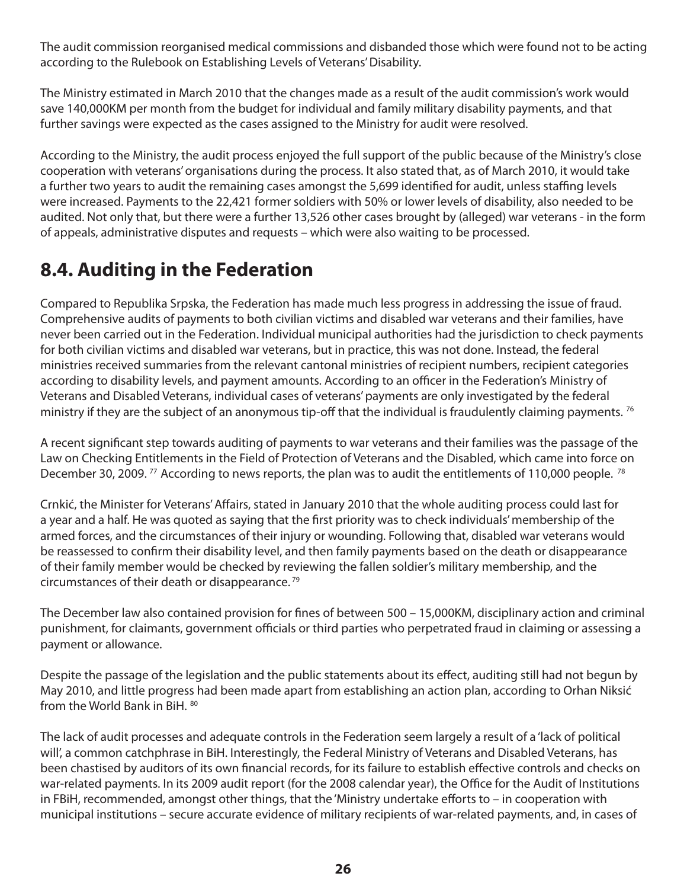The audit commission reorganised medical commissions and disbanded those which were found not to be acting according to the Rulebook on Establishing Levels of Veterans' Disability.

The Ministry estimated in March 2010 that the changes made as a result of the audit commission's work would save 140,000KM per month from the budget for individual and family military disability payments, and that further savings were expected as the cases assigned to the Ministry for audit were resolved.

According to the Ministry, the audit process enjoyed the full support of the public because of the Ministry's close cooperation with veterans' organisations during the process. It also stated that, as of March 2010, it would take a further two years to audit the remaining cases amongst the 5,699 identified for audit, unless staffing levels were increased. Payments to the 22,421 former soldiers with 50% or lower levels of disability, also needed to be audited. Not only that, but there were a further 13,526 other cases brought by (alleged) war veterans - in the form of appeals, administrative disputes and requests – which were also waiting to be processed.

## 8.4. Auditing in the Federation

Compared to Republika Srpska, the Federation has made much less progress in addressing the issue of fraud. Comprehensive audits of payments to both civilian victims and disabled war veterans and their families, have never been carried out in the Federation. Individual municipal authorities had the jurisdiction to check payments for both civilian victims and disabled war veterans, but in practice, this was not done. Instead, the federal ministries received summaries from the relevant cantonal ministries of recipient numbers, recipient categories according to disability levels, and payment amounts. According to an officer in the Federation's Ministry of Veterans and Disabled Veterans, individual cases of veterans' payments are only investigated by the federal ministry if they are the subject of an anonymous tip-off that the individual is fraudulently claiming payments. [76]

A recent significant step towards auditing of payments to war veterans and their families was the passage of the Law on Checking Entitlements in the Field of Protection of Veterans and the Disabled, which came into force on December 30, 2009. [77] According to news reports, the plan was to audit the entitlements of 110,000 people. [78]

Crnkić, the Minister for Veterans' Affairs, stated in January 2010 that the whole auditing process could last for a year and a half. He was quoted as saying that the first priority was to check individuals' membership of the armed forces, and the circumstances of their injury or wounding. Following that, disabled war veterans would be reassessed to confirm their disability level, and then family payments based on the death or disappearance of their family member would be checked by reviewing the fallen soldier's military membership, and the circumstances of their death or disappearance. [79]

The December law also contained provision for fines of between 500 – 15,000KM, disciplinary action and criminal punishment, for claimants, government officials or third parties who perpetrated fraud in claiming or assessing a payment or allowance.

Despite the passage of the legislation and the public statements about its effect, auditing still had not begun by May 2010, and little progress had been made apart from establishing an action plan, according to Orhan Niksić from the World Bank in BiH. [80]

The lack of audit processes and adequate controls in the Federation seem largely a result of a 'lack of political will', a common catchphrase in BiH. Interestingly, the Federal Ministry of Veterans and Disabled Veterans, has been chastised by auditors of its own financial records, for its failure to establish effective controls and checks on war-related payments. In its 2009 audit report (for the 2008 calendar year), the Office for the Audit of Institutions in FBiH, recommended, amongst other things, that the 'Ministry undertake efforts to – in cooperation with municipal institutions – secure accurate evidence of military recipients of war-related payments, and, in cases of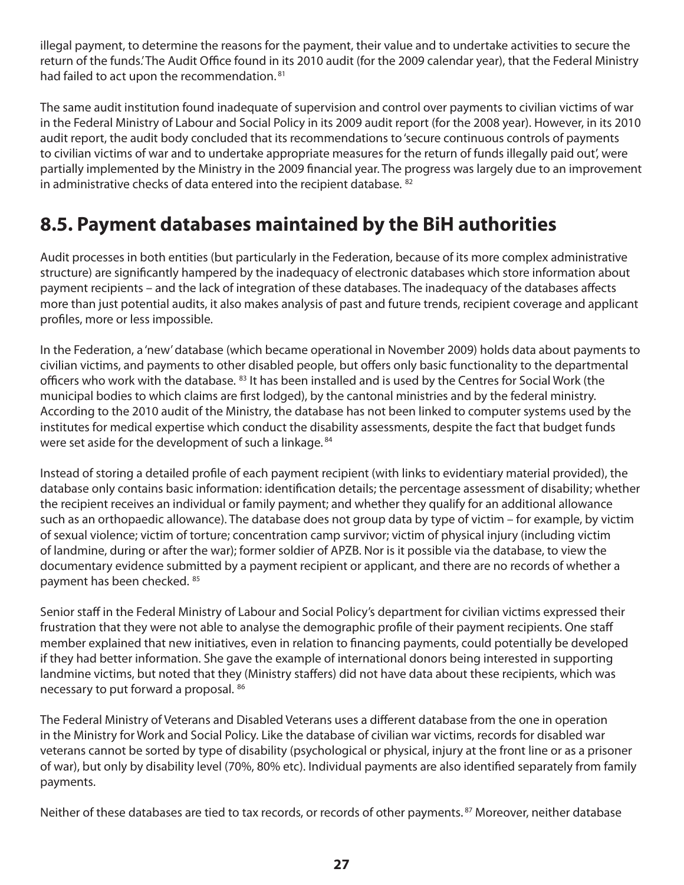illegal payment, to determine the reasons for the payment, their value and to undertake activities to secure the return of the funds.' The Audit Office found in its 2010 audit (for the 2009 calendar year), that the Federal Ministry had failed to act upon the recommendation. [81]

The same audit institution found inadequate of supervision and control over payments to civilian victims of war in the Federal Ministry of Labour and Social Policy in its 2009 audit report (for the 2008 year). However, in its 2010 audit report, the audit body concluded that its recommendations to 'secure continuous controls of payments to civilian victims of war and to undertake appropriate measures for the return of funds illegally paid out', were partially implemented by the Ministry in the 2009 financial year. The progress was largely due to an improvement in administrative checks of data entered into the recipient database. [82]

## 8.5. Payment databases maintained by the BiH authorities

Audit processes in both entities (but particularly in the Federation, because of its more complex administrative structure) are significantly hampered by the inadequacy of electronic databases which store information about payment recipients – and the lack of integration of these databases. The inadequacy of the databases affects more than just potential audits, it also makes analysis of past and future trends, recipient coverage and applicant profiles, more or less impossible.

In the Federation, a 'new' database (which became operational in November 2009) holds data about payments to civilian victims, and payments to other disabled people, but offers only basic functionality to the departmental officers who work with the database. [83] It has been installed and is used by the Centres for Social Work (the municipal bodies to which claims are first lodged), by the cantonal ministries and by the federal ministry. According to the 2010 audit of the Ministry, the database has not been linked to computer systems used by the institutes for medical expertise which conduct the disability assessments, despite the fact that budget funds were set aside for the development of such a linkage. [84]

Instead of storing a detailed profile of each payment recipient (with links to evidentiary material provided), the database only contains basic information: identification details; the percentage assessment of disability; whether the recipient receives an individual or family payment; and whether they qualify for an additional allowance such as an orthopaedic allowance). The database does not group data by type of victim – for example, by victim of sexual violence; victim of torture; concentration camp survivor; victim of physical injury (including victim of landmine, during or after the war); former soldier of APZB. Nor is it possible via the database, to view the documentary evidence submitted by a payment recipient or applicant, and there are no records of whether a payment has been checked. [85]

Senior staff in the Federal Ministry of Labour and Social Policy's department for civilian victims expressed their frustration that they were not able to analyse the demographic profile of their payment recipients. One staff member explained that new initiatives, even in relation to financing payments, could potentially be developed if they had better information. She gave the example of international donors being interested in supporting landmine victims, but noted that they (Ministry staffers) did not have data about these recipients, which was necessary to put forward a proposal. [86]

The Federal Ministry of Veterans and Disabled Veterans uses a different database from the one in operation in the Ministry for Work and Social Policy. Like the database of civilian war victims, records for disabled war veterans cannot be sorted by type of disability (psychological or physical, injury at the front line or as a prisoner of war), but only by disability level (70%, 80% etc). Individual payments are also identified separately from family payments.

Neither of these databases are tied to tax records, or records of other payments. [87] Moreover, neither database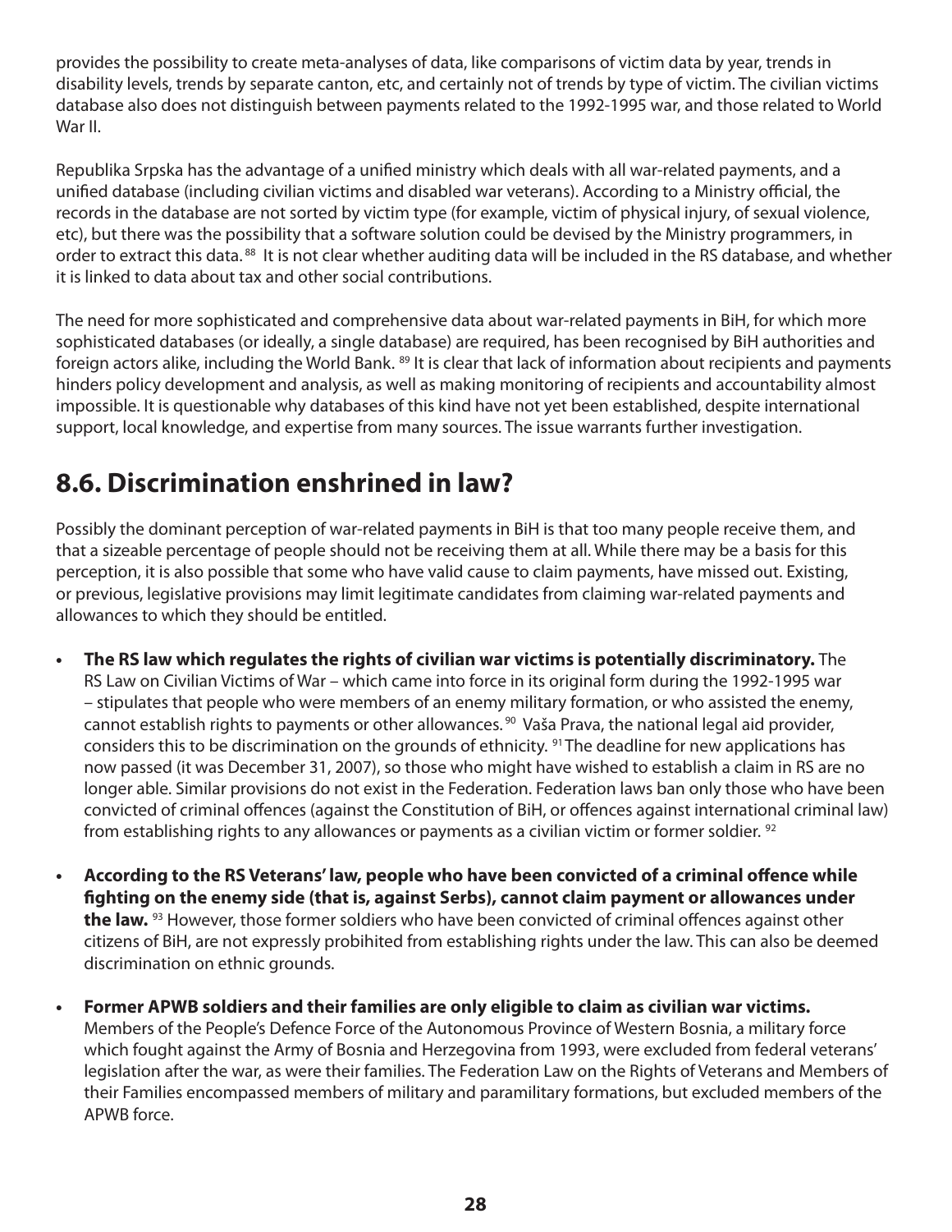provides the possibility to create meta-analyses of data, like comparisons of victim data by year, trends in disability levels, trends by separate canton, etc, and certainly not of trends by type of victim. The civilian victims database also does not distinguish between payments related to the 1992-1995 war, and those related to World War II.

Republika Srpska has the advantage of a unified ministry which deals with all war-related payments, and a unified database (including civilian victims and disabled war veterans). According to a Ministry official, the records in the database are not sorted by victim type (for example, victim of physical injury, of sexual violence, etc), but there was the possibility that a software solution could be devised by the Ministry programmers, in order to extract this data.[88] It is not clear whether auditing data will be included in the RS database, and whether it is linked to data about tax and other social contributions.

The need for more sophisticated and comprehensive data about war-related payments in BiH, for which more sophisticated databases (or ideally, a single database) are required, has been recognised by BiH authorities and foreign actors alike, including the World Bank.[89] It is clear that lack of information about recipients and payments hinders policy development and analysis, as well as making monitoring of recipients and accountability almost impossible. It is questionable why databases of this kind have not yet been established, despite international support, local knowledge, and expertise from many sources. The issue warrants further investigation.

## 8.6. Discrimination enshrined in law?

Possibly the dominant perception of war-related payments in BiH is that too many people receive them, and that a sizeable percentage of people should not be receiving them at all. While there may be a basis for this perception, it is also possible that some who have valid cause to claim payments, have missed out. Existing, or previous, legislative provisions may limit legitimate candidates from claiming war-related payments and allowances to which they should be entitled.

- **The RS law which regulates the rights of civilian war victims is potentially discriminatory.** The RS Law on Civilian Victims of War – which came into force in its original form during the 1992-1995 war – stipulates that people who were members of an enemy military formation, or who assisted the enemy, cannot establish rights to payments or other allowances.[90] Vaša Prava, the national legal aid provider, considers this to be discrimination on the grounds of ethnicity.[91] The deadline for new applications has now passed (it was December 31, 2007), so those who might have wished to establish a claim in RS are no longer able. Similar provisions do not exist in the Federation. Federation laws ban only those who have been convicted of criminal offences (against the Constitution of BiH, or offences against international criminal law) from establishing rights to any allowances or payments as a civilian victim or former soldier.[92]

- **According to the RS Veterans' law, people who have been convicted of a criminal offence while fighting on the enemy side (that is, against Serbs), cannot claim payment or allowances under the law.**[93] However, those former soldiers who have been convicted of criminal offences against other citizens of BiH, are not expressly probihited from establishing rights under the law. This can also be deemed discrimination on ethnic grounds.

- **Former APWB soldiers and their families are only eligible to claim as civilian war victims.** Members of the People's Defence Force of the Autonomous Province of Western Bosnia, a military force which fought against the Army of Bosnia and Herzegovina from 1993, were excluded from federal veterans' legislation after the war, as were their families. The Federation Law on the Rights of Veterans and Members of their Families encompassed members of military and paramilitary formations, but excluded members of the APWB force.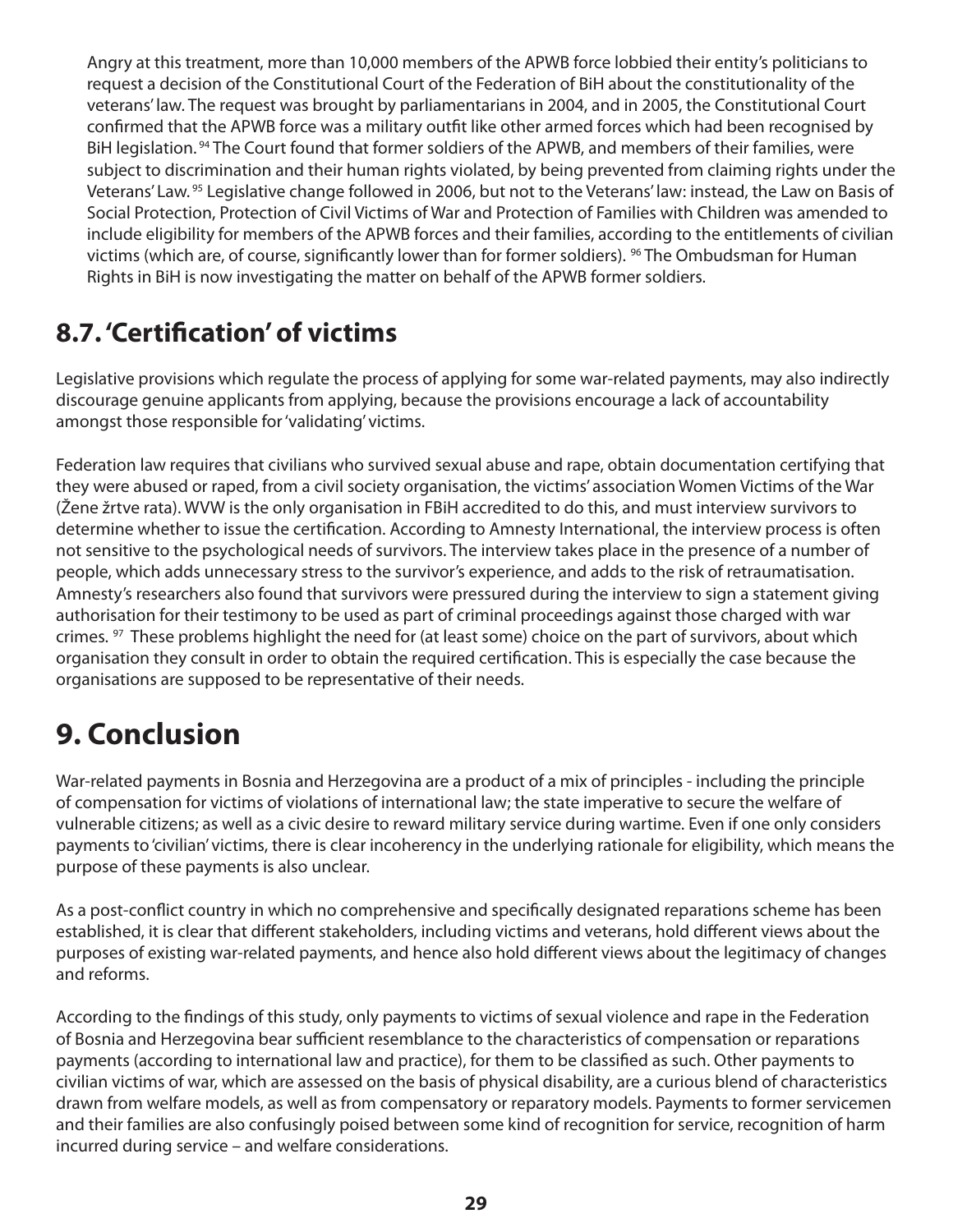Angry at this treatment, more than 10,000 members of the APWB force lobbied their entity's politicians to request a decision of the Constitutional Court of the Federation of BiH about the constitutionality of the veterans' law. The request was brought by parliamentarians in 2004, and in 2005, the Constitutional Court confirmed that the APWB force was a military outfit like other armed forces which had been recognised by BiH legislation.[94] The Court found that former soldiers of the APWB, and members of their families, were subject to discrimination and their human rights violated, by being prevented from claiming rights under the Veterans' Law.[95] Legislative change followed in 2006, but not to the Veterans' law: instead, the Law on Basis of Social Protection, Protection of Civil Victims of War and Protection of Families with Children was amended to include eligibility for members of the APWB forces and their families, according to the entitlements of civilian victims (which are, of course, significantly lower than for former soldiers).[96] The Ombudsman for Human Rights in BiH is now investigating the matter on behalf of the APWB former soldiers.

## 8.7. 'Certification' of victims

Legislative provisions which regulate the process of applying for some war-related payments, may also indirectly discourage genuine applicants from applying, because the provisions encourage a lack of accountability amongst those responsible for 'validating' victims.

Federation law requires that civilians who survived sexual abuse and rape, obtain documentation certifying that they were abused or raped, from a civil society organisation, the victims' association Women Victims of the War (Žene žrtve rata). WVW is the only organisation in FBiH accredited to do this, and must interview survivors to determine whether to issue the certification. According to Amnesty International, the interview process is often not sensitive to the psychological needs of survivors. The interview takes place in the presence of a number of people, which adds unnecessary stress to the survivor's experience, and adds to the risk of retraumatisation. Amnesty's researchers also found that survivors were pressured during the interview to sign a statement giving authorisation for their testimony to be used as part of criminal proceedings against those charged with war crimes.[97] These problems highlight the need for (at least some) choice on the part of survivors, about which organisation they consult in order to obtain the required certification. This is especially the case because the organisations are supposed to be representative of their needs.

# 9. Conclusion

War-related payments in Bosnia and Herzegovina are a product of a mix of principles - including the principle of compensation for victims of violations of international law; the state imperative to secure the welfare of vulnerable citizens; as well as a civic desire to reward military service during wartime. Even if one only considers payments to 'civilian' victims, there is clear incoherency in the underlying rationale for eligibility, which means the purpose of these payments is also unclear.

As a post-conflict country in which no comprehensive and specifically designated reparations scheme has been established, it is clear that different stakeholders, including victims and veterans, hold different views about the purposes of existing war-related payments, and hence also hold different views about the legitimacy of changes and reforms.

According to the findings of this study, only payments to victims of sexual violence and rape in the Federation of Bosnia and Herzegovina bear sufficient resemblance to the characteristics of compensation or reparations payments (according to international law and practice), for them to be classified as such. Other payments to civilian victims of war, which are assessed on the basis of physical disability, are a curious blend of characteristics drawn from welfare models, as well as from compensatory or reparatory models. Payments to former servicemen and their families are also confusingly poised between some kind of recognition for service, recognition of harm incurred during service – and welfare considerations.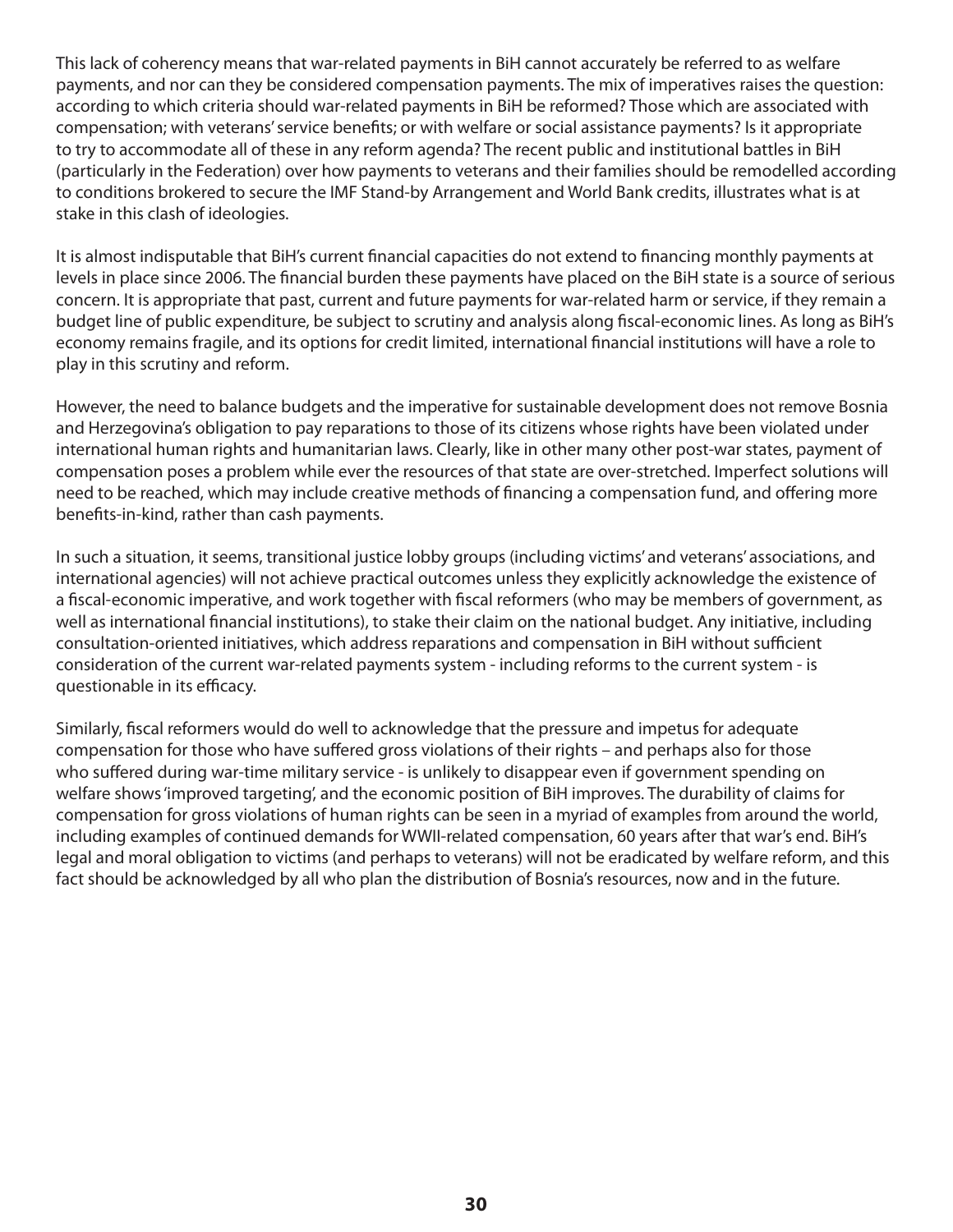This lack of coherency means that war-related payments in BiH cannot accurately be referred to as welfare payments, and nor can they be considered compensation payments. The mix of imperatives raises the question: according to which criteria should war-related payments in BiH be reformed? Those which are associated with compensation; with veterans' service benefits; or with welfare or social assistance payments? Is it appropriate to try to accommodate all of these in any reform agenda? The recent public and institutional battles in BiH (particularly in the Federation) over how payments to veterans and their families should be remodelled according to conditions brokered to secure the IMF Stand-by Arrangement and World Bank credits, illustrates what is at stake in this clash of ideologies.

It is almost indisputable that BiH's current financial capacities do not extend to financing monthly payments at levels in place since 2006. The financial burden these payments have placed on the BiH state is a source of serious concern. It is appropriate that past, current and future payments for war-related harm or service, if they remain a budget line of public expenditure, be subject to scrutiny and analysis along fiscal-economic lines. As long as BiH's economy remains fragile, and its options for credit limited, international financial institutions will have a role to play in this scrutiny and reform.

However, the need to balance budgets and the imperative for sustainable development does not remove Bosnia and Herzegovina's obligation to pay reparations to those of its citizens whose rights have been violated under international human rights and humanitarian laws. Clearly, like in other many other post-war states, payment of compensation poses a problem while ever the resources of that state are over-stretched. Imperfect solutions will need to be reached, which may include creative methods of financing a compensation fund, and offering more benefits-in-kind, rather than cash payments.

In such a situation, it seems, transitional justice lobby groups (including victims' and veterans' associations, and international agencies) will not achieve practical outcomes unless they explicitly acknowledge the existence of a fiscal-economic imperative, and work together with fiscal reformers (who may be members of government, as well as international financial institutions), to stake their claim on the national budget. Any initiative, including consultation-oriented initiatives, which address reparations and compensation in BiH without sufficient consideration of the current war-related payments system - including reforms to the current system - is questionable in its efficacy.

Similarly, fiscal reformers would do well to acknowledge that the pressure and impetus for adequate compensation for those who have suffered gross violations of their rights – and perhaps also for those who suffered during war-time military service - is unlikely to disappear even if government spending on welfare shows 'improved targeting', and the economic position of BiH improves. The durability of claims for compensation for gross violations of human rights can be seen in a myriad of examples from around the world, including examples of continued demands for WWII-related compensation, 60 years after that war's end. BiH's legal and moral obligation to victims (and perhaps to veterans) will not be eradicated by welfare reform, and this fact should be acknowledged by all who plan the distribution of Bosnia's resources, now and in the future.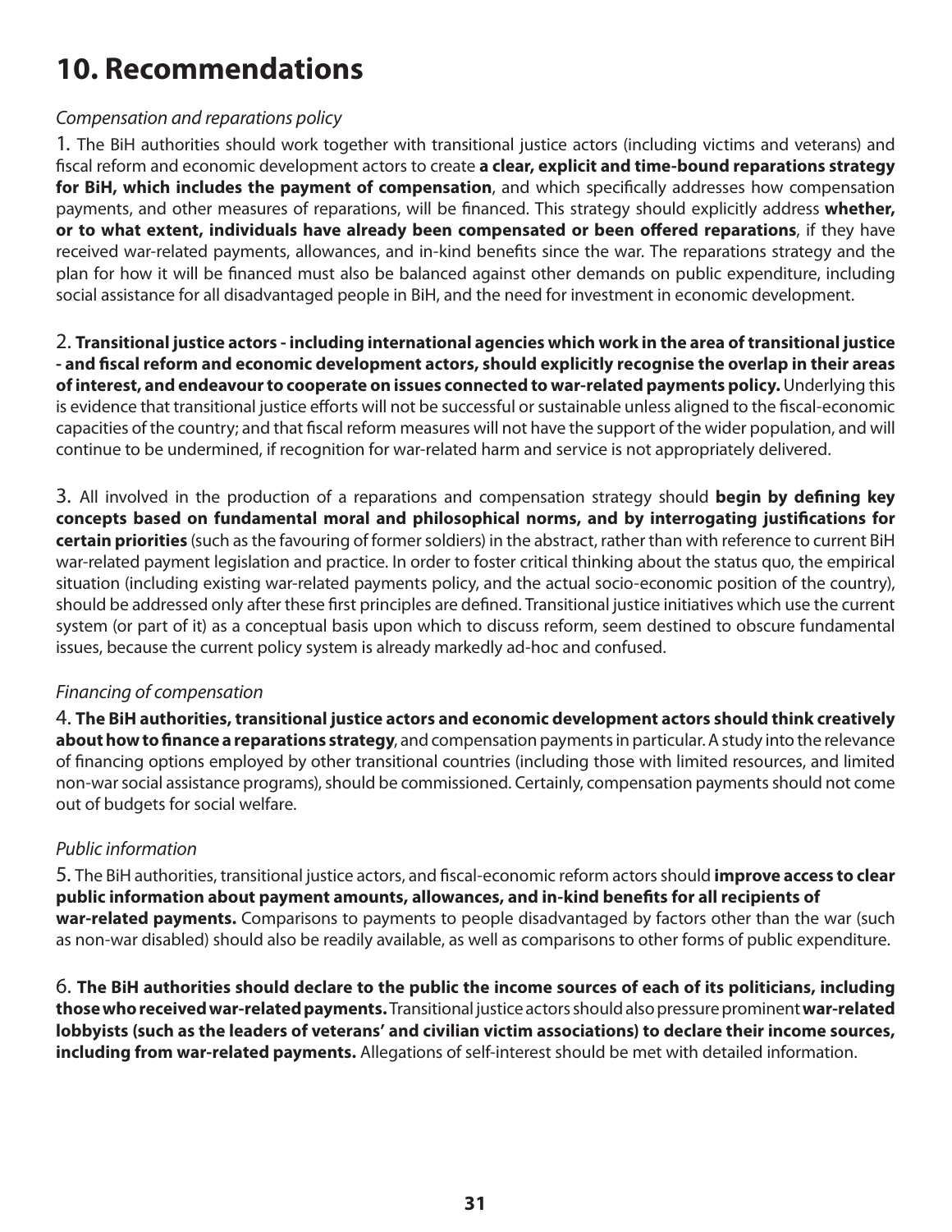# 10. Recommendations

*Compensation and reparations policy*

1. The BiH authorities should work together with transitional justice actors (including victims and veterans) and fiscal reform and economic development actors to create **a clear, explicit and time-bound reparations strategy for BiH, which includes the payment of compensation**, and which specifically addresses how compensation payments, and other measures of reparations, will be financed. This strategy should explicitly address **whether, or to what extent, individuals have already been compensated or been offered reparations**, if they have received war-related payments, allowances, and in-kind benefits since the war. The reparations strategy and the plan for how it will be financed must also be balanced against other demands on public expenditure, including social assistance for all disadvantaged people in BiH, and the need for investment in economic development.

2. **Transitional justice actors - including international agencies which work in the area of transitional justice - and fiscal reform and economic development actors, should explicitly recognise the overlap in their areas of interest, and endeavour to cooperate on issues connected to war-related payments policy.** Underlying this is evidence that transitional justice efforts will not be successful or sustainable unless aligned to the fiscal-economic capacities of the country; and that fiscal reform measures will not have the support of the wider population, and will continue to be undermined, if recognition for war-related harm and service is not appropriately delivered.

3. All involved in the production of a reparations and compensation strategy should **begin by defining key concepts based on fundamental moral and philosophical norms, and by interrogating justifications for certain priorities** (such as the favouring of former soldiers) in the abstract, rather than with reference to current BiH war-related payment legislation and practice. In order to foster critical thinking about the status quo, the empirical situation (including existing war-related payments policy, and the actual socio-economic position of the country), should be addressed only after these first principles are defined. Transitional justice initiatives which use the current system (or part of it) as a conceptual basis upon which to discuss reform, seem destined to obscure fundamental issues, because the current policy system is already markedly ad-hoc and confused.

*Financing of compensation*

4. **The BiH authorities, transitional justice actors and economic development actors should think creatively about how to finance a reparations strategy**, and compensation payments in particular. A study into the relevance of financing options employed by other transitional countries (including those with limited resources, and limited non-war social assistance programs), should be commissioned. Certainly, compensation payments should not come out of budgets for social welfare.

*Public information*

5. The BiH authorities, transitional justice actors, and fiscal-economic reform actors should **improve access to clear public information about payment amounts, allowances, and in-kind benefits for all recipients of war-related payments.** Comparisons to payments to people disadvantaged by factors other than the war (such as non-war disabled) should also be readily available, as well as comparisons to other forms of public expenditure.

6. **The BiH authorities should declare to the public the income sources of each of its politicians, including those who received war-related payments.** Transitional justice actors should also pressure prominent **war-related lobbyists (such as the leaders of veterans' and civilian victim associations) to declare their income sources, including from war-related payments.** Allegations of self-interest should be met with detailed information.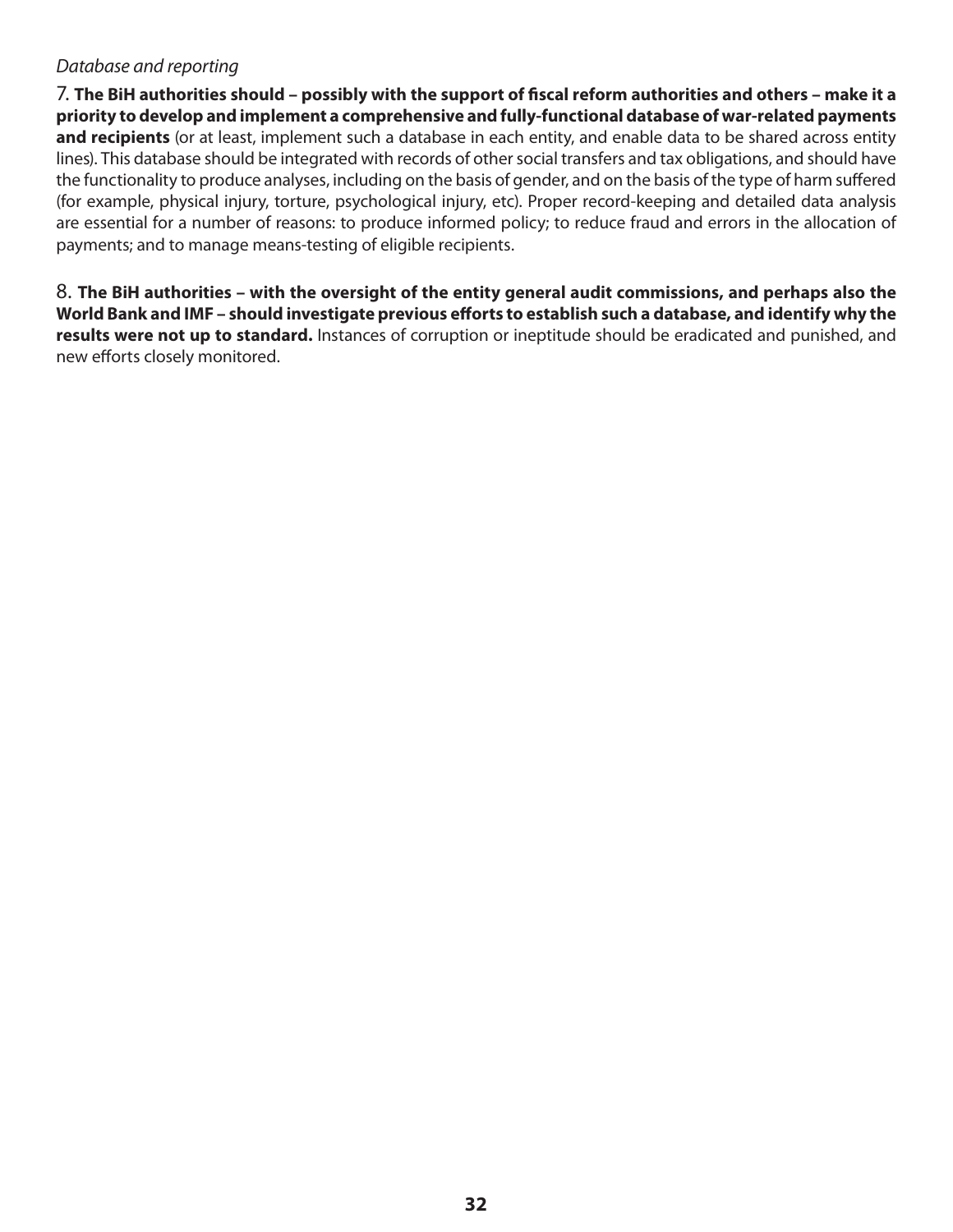*Database and reporting*

7. **The BiH authorities should – possibly with the support of fiscal reform authorities and others – make it a priority to develop and implement a comprehensive and fully-functional database of war-related payments and recipients** (or at least, implement such a database in each entity, and enable data to be shared across entity lines). This database should be integrated with records of other social transfers and tax obligations, and should have the functionality to produce analyses, including on the basis of gender, and on the basis of the type of harm suffered (for example, physical injury, torture, psychological injury, etc). Proper record-keeping and detailed data analysis are essential for a number of reasons: to produce informed policy; to reduce fraud and errors in the allocation of payments; and to manage means-testing of eligible recipients.

8. **The BiH authorities – with the oversight of the entity general audit commissions, and perhaps also the World Bank and IMF – should investigate previous efforts to establish such a database, and identify why the results were not up to standard.** Instances of corruption or ineptitude should be eradicated and punished, and new efforts closely monitored.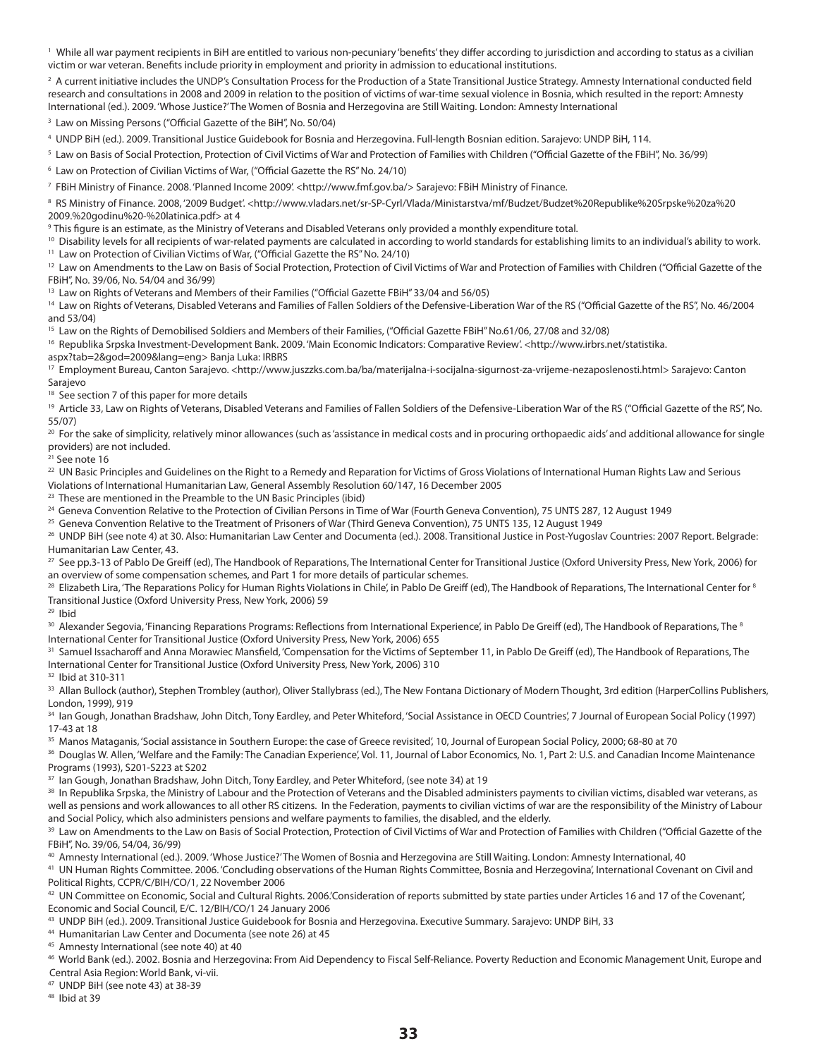[1] While all war payment recipients in BiH are entitled to various non-pecuniary 'benefits' they differ according to jurisdiction and according to status as a civilian victim or war veteran. Benefits include priority in employment and priority in admission to educational institutions.

[2] A current initiative includes the UNDP's Consultation Process for the Production of a State Transitional Justice Strategy. Amnesty International conducted field research and consultations in 2008 and 2009 in relation to the position of victims of war-time sexual violence in Bosnia, which resulted in the report: Amnesty International (ed.). 2009. 'Whose Justice?' The Women of Bosnia and Herzegovina are Still Waiting. London: Amnesty International

[3] Law on Missing Persons ("Official Gazette of the BiH", No. 50/04)

[4] UNDP BiH (ed.). 2009. Transitional Justice Guidebook for Bosnia and Herzegovina. Full-length Bosnian edition. Sarajevo: UNDP BiH, 114.

[5] Law on Basis of Social Protection, Protection of Civil Victims of War and Protection of Families with Children ("Official Gazette of the FBiH", No. 36/99)

[6] Law on Protection of Civilian Victims of War, ("Official Gazette the RS" No. 24/10)

[7] FBiH Ministry of Finance. 2008. 'Planned Income 2009'. <http://www.fmf.gov.ba/> Sarajevo: FBiH Ministry of Finance.

[8] RS Ministry of Finance. 2008, '2009 Budget'. <http://www.vladars.net/sr-SP-Cyrl/Vlada/Ministarstva/mf/Budzet/Budzet%20Republike%20Srpske%20za%20 2009.%20godinu%20-%20latinica.pdf> at 4

[9] This figure is an estimate, as the Ministry of Veterans and Disabled Veterans only provided a monthly expenditure total.

[10] Disability levels for all recipients of war-related payments are calculated in according to world standards for establishing limits to an individual's ability to work.

[11] Law on Protection of Civilian Victims of War, ("Official Gazette the RS" No. 24/10)

[12] Law on Amendments to the Law on Basis of Social Protection, Protection of Civil Victims of War and Protection of Families with Children ("Official Gazette of the FBiH", No. 39/06, No. 54/04 and 36/99)

[13] Law on Rights of Veterans and Members of their Families ("Official Gazette FBiH" 33/04 and 56/05)

[14] Law on Rights of Veterans, Disabled Veterans and Families of Fallen Soldiers of the Defensive-Liberation War of the RS ("Official Gazette of the RS", No. 46/2004 and 53/04)

[15] Law on the Rights of Demobilised Soldiers and Members of their Families, ("Official Gazette FBiH" No.61/06, 27/08 and 32/08)

[16] Republika Srpska Investment-Development Bank. 2009. 'Main Economic Indicators: Comparative Review'. <http://www.irbrs.net/statistika.aspx?tab=2&god=2009&lang=eng> Banja Luka: IRBRS

[17] Employment Bureau, Canton Sarajevo. <http://www.juszzks.com.ba/ba/materijalna-i-socijalna-sigurnost-za-vrijeme-nezaposlenosti.html> Sarajevo: Canton Sarajevo

[18] See section 7 of this paper for more details

[19] Article 33, Law on Rights of Veterans, Disabled Veterans and Families of Fallen Soldiers of the Defensive-Liberation War of the RS ("Official Gazette of the RS", No. 55/07)

[20] For the sake of simplicity, relatively minor allowances (such as 'assistance in medical costs and in procuring orthopaedic aids' and additional allowance for single providers) are not included.

[21] See note 16

[22] UN Basic Principles and Guidelines on the Right to a Remedy and Reparation for Victims of Gross Violations of International Human Rights Law and Serious Violations of International Humanitarian Law, General Assembly Resolution 60/147, 16 December 2005

[23] These are mentioned in the Preamble to the UN Basic Principles (ibid)

[24] Geneva Convention Relative to the Protection of Civilian Persons in Time of War (Fourth Geneva Convention), 75 UNTS 287, 12 August 1949

[25] Geneva Convention Relative to the Treatment of Prisoners of War (Third Geneva Convention), 75 UNTS 135, 12 August 1949

[26] UNDP BiH (see note 4) at 30. Also: Humanitarian Law Center and Documenta (ed.). 2008. Transitional Justice in Post-Yugoslav Countries: 2007 Report. Belgrade: Humanitarian Law Center, 43.

[27] See pp.3-13 of Pablo De Greiff (ed), The Handbook of Reparations, The International Center for Transitional Justice (Oxford University Press, New York, 2006) for an overview of some compensation schemes, and Part 1 for more details of particular schemes.

[28] Elizabeth Lira, 'The Reparations Policy for Human Rights Violations in Chile', in Pablo De Greiff (ed), The Handbook of Reparations, The International Center for [8] Transitional Justice (Oxford University Press, New York, 2006) 59

[29] Ibid

[30] Alexander Segovia, 'Financing Reparations Programs: Reflections from International Experience', in Pablo De Greiff (ed), The Handbook of Reparations, The [8] International Center for Transitional Justice (Oxford University Press, New York, 2006) 655

[31] Samuel Issacharoff and Anna Morawiec Mansfield, 'Compensation for the Victims of September 11, in Pablo De Greiff (ed), The Handbook of Reparations, The International Center for Transitional Justice (Oxford University Press, New York, 2006) 310

[32] Ibid at 310-311

[33] Allan Bullock (author), Stephen Trombley (author), Oliver Stallybrass (ed.), The New Fontana Dictionary of Modern Thought, 3rd edition (HarperCollins Publishers, London, 1999), 919

[34] Ian Gough, Jonathan Bradshaw, John Ditch, Tony Eardley, and Peter Whiteford, 'Social Assistance in OECD Countries', 7 Journal of European Social Policy (1997) 17-43 at 18

[35] Manos Mataganis, 'Social assistance in Southern Europe: the case of Greece revisited', 10, Journal of European Social Policy, 2000; 68-80 at 70

[36] Douglas W. Allen, 'Welfare and the Family: The Canadian Experience', Vol. 11, Journal of Labor Economics, No. 1, Part 2: U.S. and Canadian Income Maintenance Programs (1993), S201-S223 at S202

[37] Ian Gough, Jonathan Bradshaw, John Ditch, Tony Eardley, and Peter Whiteford, (see note 34) at 19

[38] In Republika Srpska, the Ministry of Labour and the Protection of Veterans and the Disabled administers payments to civilian victims, disabled war veterans, as well as pensions and work allowances to all other RS citizens. In the Federation, payments to civilian victims of war are the responsibility of the Ministry of Labour and Social Policy, which also administers pensions and welfare payments to families, the disabled, and the elderly.

[39] Law on Amendments to the Law on Basis of Social Protection, Protection of Civil Victims of War and Protection of Families with Children ("Official Gazette of the FBiH", No. 39/06, 54/04, 36/99)

[40] Amnesty International (ed.). 2009. 'Whose Justice?' The Women of Bosnia and Herzegovina are Still Waiting. London: Amnesty International, 40

[41] UN Human Rights Committee. 2006. 'Concluding observations of the Human Rights Committee, Bosnia and Herzegovina', International Covenant on Civil and Political Rights, CCPR/C/BIH/CO/1, 22 November 2006

[42] UN Committee on Economic, Social and Cultural Rights. 2006.'Consideration of reports submitted by state parties under Articles 16 and 17 of the Covenant', Economic and Social Council, E/C. 12/BIH/CO/1 24 January 2006

[43] UNDP BiH (ed.). 2009. Transitional Justice Guidebook for Bosnia and Herzegovina. Executive Summary. Sarajevo: UNDP BiH, 33

[44] Humanitarian Law Center and Documenta (see note 26) at 45

[45] Amnesty International (see note 40) at 40

[46] World Bank (ed.). 2002. Bosnia and Herzegovina: From Aid Dependency to Fiscal Self-Reliance. Poverty Reduction and Economic Management Unit, Europe and Central Asia Region: World Bank, vi-vii.

[47] UNDP BiH (see note 43) at 38-39

[48] Ibid at 39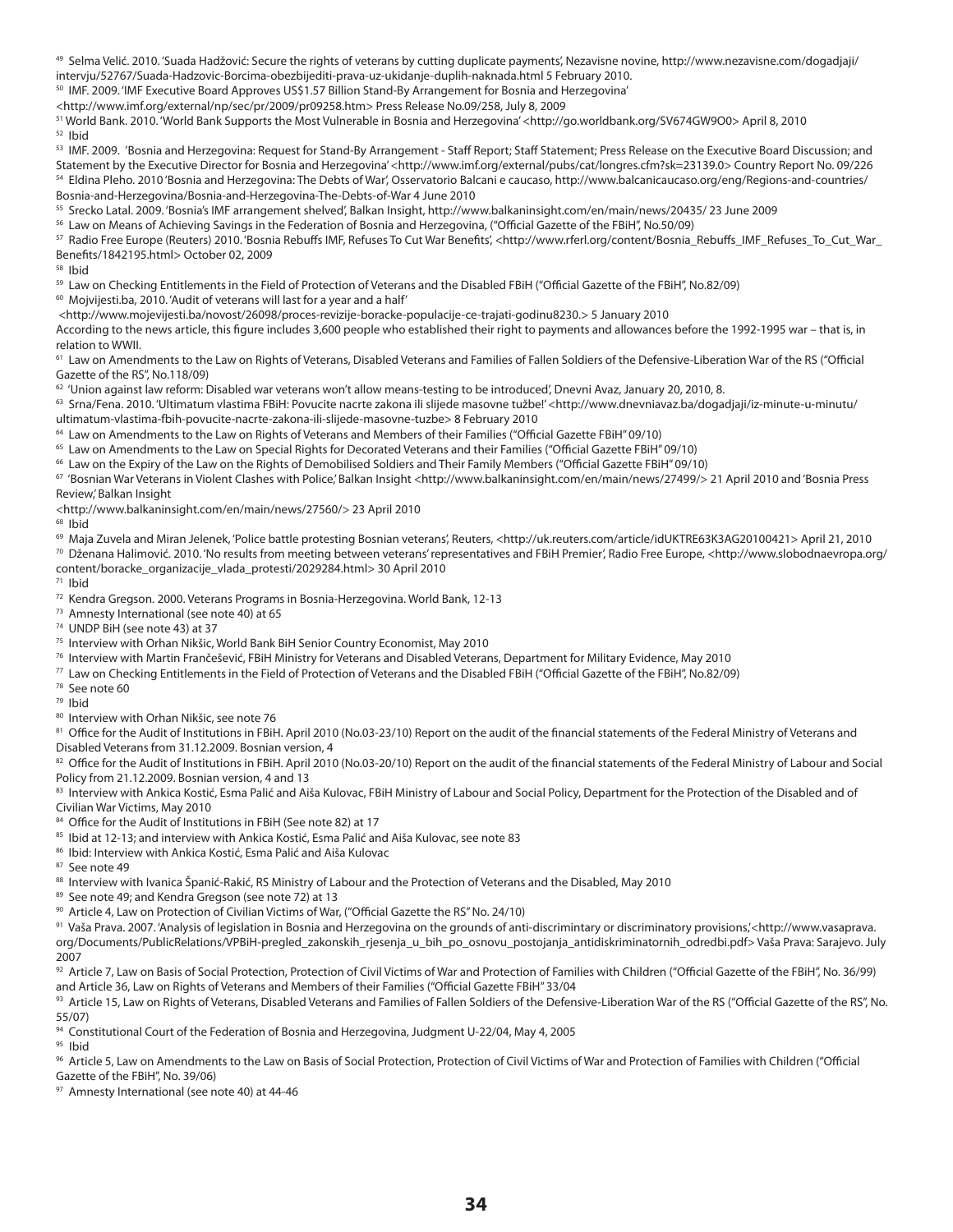[49] Selma Velić. 2010. 'Suada Hadžović: Secure the rights of veterans by cutting duplicate payments', Nezavisne novine, http://www.nezavisne.com/dogadjaji/intervju/52767/Suada-Hadzovic-Borcima-obezbijediti-prava-uz-ukidanje-duplih-naknada.html 5 February 2010.

[50] IMF. 2009. 'IMF Executive Board Approves US$1.57 Billion Stand-By Arrangement for Bosnia and Herzegovina' <http://www.imf.org/external/np/sec/pr/2009/pr09258.htm> Press Release No.09/258, July 8, 2009

[51] World Bank. 2010. 'World Bank Supports the Most Vulnerable in Bosnia and Herzegovina' <http://go.worldbank.org/SV674GW9O0> April 8, 2010

[52] Ibid

[53] IMF. 2009. 'Bosnia and Herzegovina: Request for Stand-By Arrangement - Staff Report; Staff Statement; Press Release on the Executive Board Discussion; and Statement by the Executive Director for Bosnia and Herzegovina' <http://www.imf.org/external/pubs/cat/longres.cfm?sk=23139.0> Country Report No. 09/226

[54] Eldina Pleho. 2010 'Bosnia and Herzegovina: The Debts of War', Osservatorio Balcani e caucaso, http://www.balcanicaucaso.org/eng/Regions-and-countries/Bosnia-and-Herzegovina/Bosnia-and-Herzegovina-The-Debts-of-War 4 June 2010

[55] Srecko Latal. 2009. 'Bosnia's IMF arrangement shelved', Balkan Insight, http://www.balkaninsight.com/en/main/news/20435/ 23 June 2009

[56] Law on Means of Achieving Savings in the Federation of Bosnia and Herzegovina, ("Official Gazette of the FBiH", No.50/09)

[57] Radio Free Europe (Reuters) 2010. 'Bosnia Rebuffs IMF, Refuses To Cut War Benefits', <http://www.rferl.org/content/Bosnia_Rebuffs_IMF_Refuses_To_Cut_War_Benefits/1842195.html> October 02, 2009

[58] Ibid

[59] Law on Checking Entitlements in the Field of Protection of Veterans and the Disabled FBiH ("Official Gazette of the FBiH", No.82/09)

[60] Mojvijesti.ba, 2010. 'Audit of veterans will last for a year and a half' <http://www.mojevijesti.ba/novost/26098/proces-revizije-boracke-populacije-ce-trajati-godinu8230.> 5 January 2010

According to the news article, this figure includes 3,600 people who established their right to payments and allowances before the 1992-1995 war – that is, in relation to WWII.

[61] Law on Amendments to the Law on Rights of Veterans, Disabled Veterans and Families of Fallen Soldiers of the Defensive-Liberation War of the RS ("Official Gazette of the RS", No.118/09)

[62] 'Union against law reform: Disabled war veterans won't allow means-testing to be introduced', Dnevni Avaz, January 20, 2010, 8.

[63] Srna/Fena. 2010. 'Ultimatum vlastima FBiH: Povucite nacrte zakona ili slijede masovne tužbe!' <http://www.dnevniavaz.ba/dogadjaji/iz-minute-u-minutu/ultimatum-vlastima-fbih-povucite-nacrte-zakona-ili-slijede-masovne-tuzbe> 8 February 2010

[64] Law on Amendments to the Law on Rights of Veterans and Members of their Families ("Official Gazette FBiH" 09/10)

[65] Law on Amendments to the Law on Special Rights for Decorated Veterans and their Families ("Official Gazette FBiH" 09/10)

[66] Law on the Expiry of the Law on the Rights of Demobilised Soldiers and Their Family Members ("Official Gazette FBiH" 09/10)

[67] 'Bosnian War Veterans in Violent Clashes with Police,' Balkan Insight <http://www.balkaninsight.com/en/main/news/27499/> 21 April 2010 and 'Bosnia Press Review,' Balkan Insight <http://www.balkaninsight.com/en/main/news/27560/> 23 April 2010

[68] Ibid

[69] Maja Zuvela and Miran Jelenek, 'Police battle protesting Bosnian veterans', Reuters, <http://uk.reuters.com/article/idUKTRE63K3AG20100421> April 21, 2010

[70] Dženana Halimović. 2010. 'No results from meeting between veterans' representatives and FBiH Premier', Radio Free Europe, <http://www.slobodnaevropa.org/content/boracke_organizacije_vlada_protesti/2029284.html> 30 April 2010

[71] Ibid

[72] Kendra Gregson. 2000. Veterans Programs in Bosnia-Herzegovina. World Bank, 12-13

[73] Amnesty International (see note 40) at 65

[74] UNDP BiH (see note 43) at 37

[75] Interview with Orhan Nikšic, World Bank BiH Senior Country Economist, May 2010

[76] Interview with Martin Frančešević, FBiH Ministry for Veterans and Disabled Veterans, Department for Military Evidence, May 2010

[77] Law on Checking Entitlements in the Field of Protection of Veterans and the Disabled FBiH ("Official Gazette of the FBiH", No.82/09)

[78] See note 60

[79] Ibid

[80] Interview with Orhan Nikšic, see note 76

[81] Office for the Audit of Institutions in FBiH. April 2010 (No.03-23/10) Report on the audit of the financial statements of the Federal Ministry of Veterans and Disabled Veterans from 31.12.2009. Bosnian version, 4

[82] Office for the Audit of Institutions in FBiH. April 2010 (No.03-20/10) Report on the audit of the financial statements of the Federal Ministry of Labour and Social Policy from 21.12.2009. Bosnian version, 4 and 13

[83] Interview with Ankica Kostić, Esma Palić and Aiša Kulovac, FBiH Ministry of Labour and Social Policy, Department for the Protection of the Disabled and of Civilian War Victims, May 2010

[84] Office for the Audit of Institutions in FBiH (See note 82) at 17

[85] Ibid at 12-13; and interview with Ankica Kostić, Esma Palić and Aiša Kulovac, see note 83

[86] Ibid: Interview with Ankica Kostić, Esma Palić and Aiša Kulovac

[87] See note 49

[88] Interview with Ivanica Španić-Rakić, RS Ministry of Labour and the Protection of Veterans and the Disabled, May 2010

[89] See note 49; and Kendra Gregson (see note 72) at 13

[90] Article 4, Law on Protection of Civilian Victims of War, ("Official Gazette the RS" No. 24/10)

[91] Vaša Prava. 2007. 'Analysis of legislation in Bosnia and Herzegovina on the grounds of anti-discrimintary or discriminatory provisions,'<http://www.vasaprava.org/Documents/PublicRelations/VPBiH-pregled_zakonskih_rjesenja_u_bih_po_osnovu_postojanja_antidiskriminatornih_odredbi.pdf> Vaša Prava: Sarajevo. July 2007

[92] Article 7, Law on Basis of Social Protection, Protection of Civil Victims of War and Protection of Families with Children ("Official Gazette of the FBiH", No. 36/99) and Article 36, Law on Rights of Veterans and Members of their Families ("Official Gazette FBiH" 33/04

[93] Article 15, Law on Rights of Veterans, Disabled Veterans and Families of Fallen Soldiers of the Defensive-Liberation War of the RS ("Official Gazette of the RS", No. 55/07)

[94] Constitutional Court of the Federation of Bosnia and Herzegovina, Judgment U-22/04, May 4, 2005

[95] Ibid

[96] Article 5, Law on Amendments to the Law on Basis of Social Protection, Protection of Civil Victims of War and Protection of Families with Children ("Official Gazette of the FBiH", No. 39/06)

[97] Amnesty International (see note 40) at 44-46